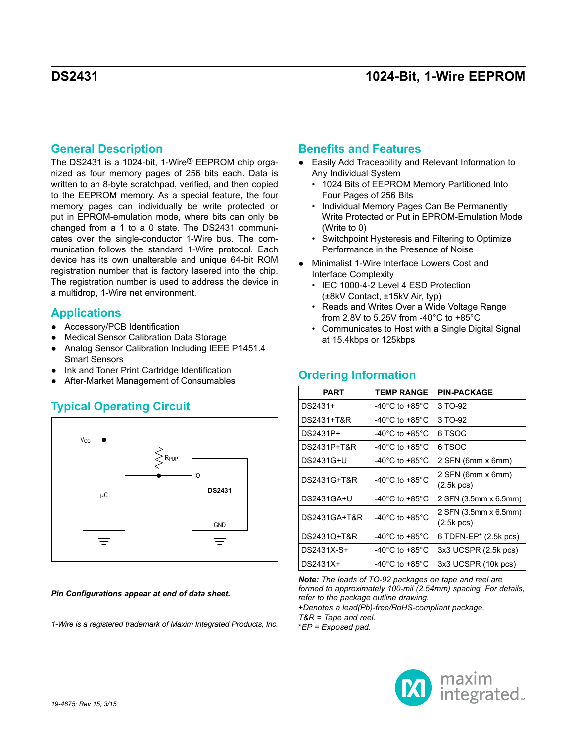# DS2431 — 1024-Bit, 1-Wire EEPROM

## General Description

The DS2431 is a 1024-bit, 1-Wire® EEPROM chip organized as four memory pages of 256 bits each. Data is written to an 8-byte scratchpad, verified, and then copied to the EEPROM memory. As a special feature, the four memory pages can individually be write protected or put in EPROM-emulation mode, where bits can only be changed from a 1 to a 0 state. The DS2431 communicates over the single-conductor 1-Wire bus. The communication follows the standard 1-Wire protocol. Each device has its own unalterable and unique 64-bit ROM registration number that is factory lasered into the chip. The registration number is used to address the device in a multidrop, 1-Wire net environment.

## Applications

- Accessory/PCB Identification
- Medical Sensor Calibration Data Storage
- Analog Sensor Calibration Including IEEE P1451.4 Smart Sensors
- Ink and Toner Print Cartridge Identification
- After-Market Management of Consumables

## Typical Operating Circuit

$V_{CC}$, $R_{PUP}$, μC, IO, DS2431, GND

*Pin Configurations appear at end of data sheet.*

*1-Wire is a registered trademark of Maxim Integrated Products, Inc.*

## Benefits and Features

- Easily Add Traceability and Relevant Information to Any Individual System
  - 1024 Bits of EEPROM Memory Partitioned Into Four Pages of 256 Bits
  - Individual Memory Pages Can Be Permanently Write Protected or Put in EPROM-Emulation Mode (Write to 0)
  - Switchpoint Hysteresis and Filtering to Optimize Performance in the Presence of Noise
- Minimalist 1-Wire Interface Lowers Cost and Interface Complexity
  - IEC 1000-4-2 Level 4 ESD Protection (±8kV Contact, ±15kV Air, typ)
  - Reads and Writes Over a Wide Voltage Range from 2.8V to 5.25V from -40°C to +85°C
  - Communicates to Host with a Single Digital Signal at 15.4kbps or 125kbps

## Ordering Information

| PART | TEMP RANGE | PIN-PACKAGE |
|---|---|---|
| DS2431+ | -40°C to +85°C | 3 TO-92 |
| DS2431+T&R | -40°C to +85°C | 3 TO-92 |
| DS2431P+ | -40°C to +85°C | 6 TSOC |
| DS2431P+T&R | -40°C to +85°C | 6 TSOC |
| DS2431G+U | -40°C to +85°C | 2 SFN (6mm x 6mm) |
| DS2431G+T&R | -40°C to +85°C | 2 SFN (6mm x 6mm) (2.5k pcs) |
| DS2431GA+U | -40°C to +85°C | 2 SFN (3.5mm x 6.5mm) |
| DS2431GA+T&R | -40°C to +85°C | 2 SFN (3.5mm x 6.5mm) (2.5k pcs) |
| DS2431Q+T&R | -40°C to +85°C | 6 TDFN-EP* (2.5k pcs) |
| DS2431X-S+ | -40°C to +85°C | 3x3 UCSPR (2.5k pcs) |
| DS2431X+ | -40°C to +85°C | 3x3 UCSPR (10k pcs) |

***Note:*** *The leads of TO-92 packages on tape and reel are formed to approximately 100-mil (2.54mm) spacing. For details, refer to the package outline drawing.*
*+Denotes a lead(Pb)-free/RoHS-compliant package.*
*T&R = Tape and reel.*
*\*EP = Exposed pad.*

19-4675; Rev 15; 3/15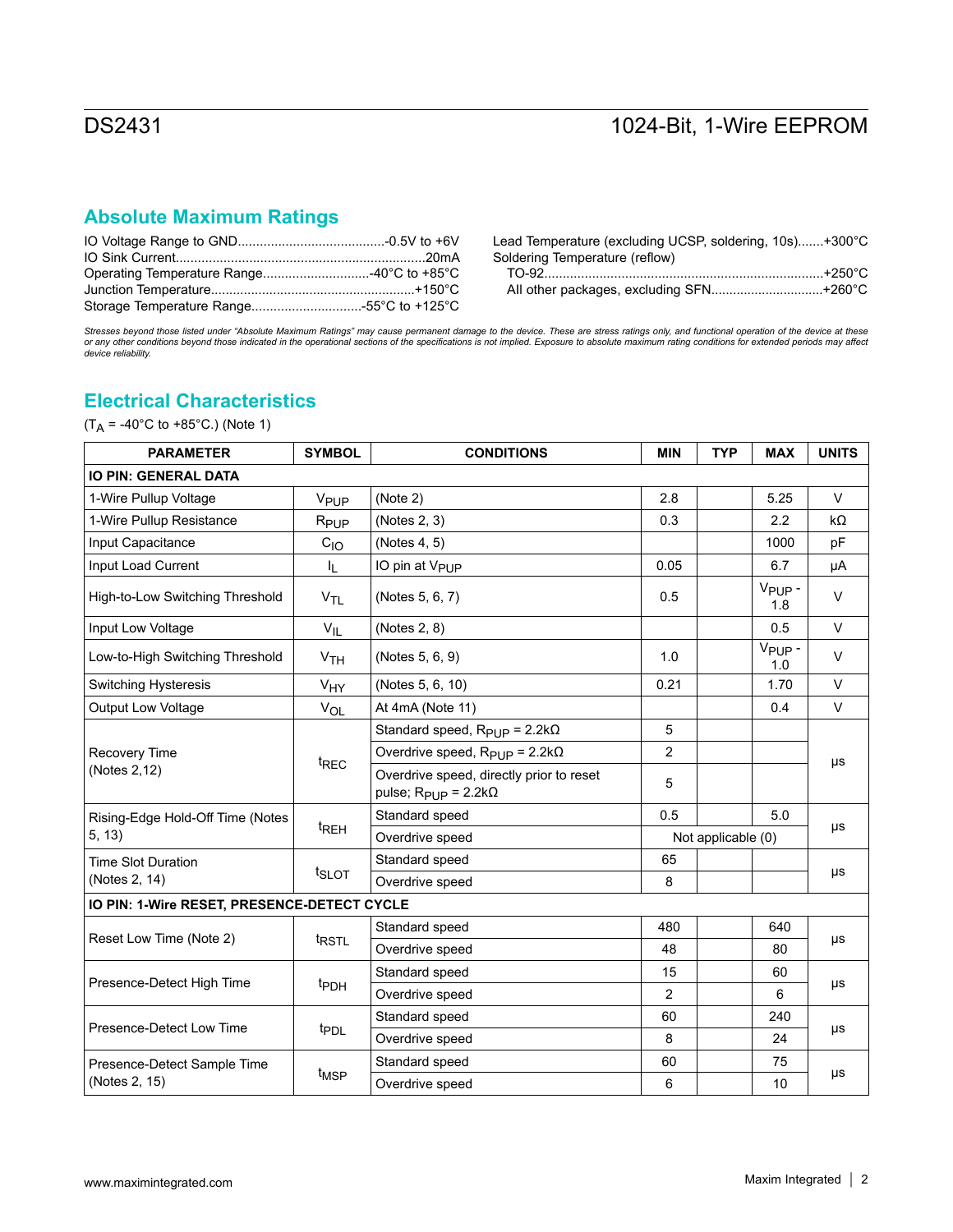## Absolute Maximum Ratings

IO Voltage Range to GND........................................-0.5V to +6V
IO Sink Current....................................................................20mA
Operating Temperature Range.............................-40°C to +85°C
Junction Temperature.......................................................+150°C
Storage Temperature Range..............................-55°C to +125°C
Lead Temperature (excluding UCSP, soldering, 10s).......+300°C
Soldering Temperature (reflow)
TO-92..........................................................................+250°C
All other packages, excluding SFN..............................+260°C

*Stresses beyond those listed under "Absolute Maximum Ratings" may cause permanent damage to the device. These are stress ratings only, and functional operation of the device at these or any other conditions beyond those indicated in the operational sections of the specifications is not implied. Exposure to absolute maximum rating conditions for extended periods may affect device reliability.*

## Electrical Characteristics

($T_A$ = -40°C to +85°C.) (Note 1)

| PARAMETER | SYMBOL | CONDITIONS | MIN | TYP | MAX | UNITS |
|---|---|---|---|---|---|---|
| **IO PIN: GENERAL DATA** | | | | | | |
| 1-Wire Pullup Voltage | $V_{PUP}$ | (Note 2) | 2.8 | | 5.25 | V |
| 1-Wire Pullup Resistance | $R_{PUP}$ | (Notes 2, 3) | 0.3 | | 2.2 | kΩ |
| Input Capacitance | $C_{IO}$ | (Notes 4, 5) | | | 1000 | pF |
| Input Load Current | $I_L$ | IO pin at $V_{PUP}$ | 0.05 | | 6.7 | µA |
| High-to-Low Switching Threshold | $V_{TL}$ | (Notes 5, 6, 7) | 0.5 | | $V_{PUP}$ - 1.8 | V |
| Input Low Voltage | $V_{IL}$ | (Notes 2, 8) | | | 0.5 | V |
| Low-to-High Switching Threshold | $V_{TH}$ | (Notes 5, 6, 9) | 1.0 | | $V_{PUP}$ - 1.0 | V |
| Switching Hysteresis | $V_{HY}$ | (Notes 5, 6, 10) | 0.21 | | 1.70 | V |
| Output Low Voltage | $V_{OL}$ | At 4mA (Note 11) | | | 0.4 | V |
| Recovery Time (Notes 2,12) | $t_{REC}$ | Standard speed, $R_{PUP}$ = 2.2kΩ | 5 | | | µs |
| | | Overdrive speed, $R_{PUP}$ = 2.2kΩ | 2 | | | |
| | | Overdrive speed, directly prior to reset pulse; $R_{PUP}$ = 2.2kΩ | 5 | | | |
| Rising-Edge Hold-Off Time (Notes 5, 13) | $t_{REH}$ | Standard speed | 0.5 | | 5.0 | µs |
| | | Overdrive speed | Not applicable (0) | | | |
| Time Slot Duration (Notes 2, 14) | $t_{SLOT}$ | Standard speed | 65 | | | µs |
| | | Overdrive speed | 8 | | | |
| **IO PIN: 1-Wire RESET, PRESENCE-DETECT CYCLE** | | | | | | |
| Reset Low Time (Note 2) | $t_{RSTL}$ | Standard speed | 480 | | 640 | µs |
| | | Overdrive speed | 48 | | 80 | |
| Presence-Detect High Time | $t_{PDH}$ | Standard speed | 15 | | 60 | µs |
| | | Overdrive speed | 2 | | 6 | |
| Presence-Detect Low Time | $t_{PDL}$ | Standard speed | 60 | | 240 | µs |
| | | Overdrive speed | 8 | | 24 | |
| Presence-Detect Sample Time (Notes 2, 15) | $t_{MSP}$ | Standard speed | 60 | | 75 | µs |
| | | Overdrive speed | 6 | | 10 | |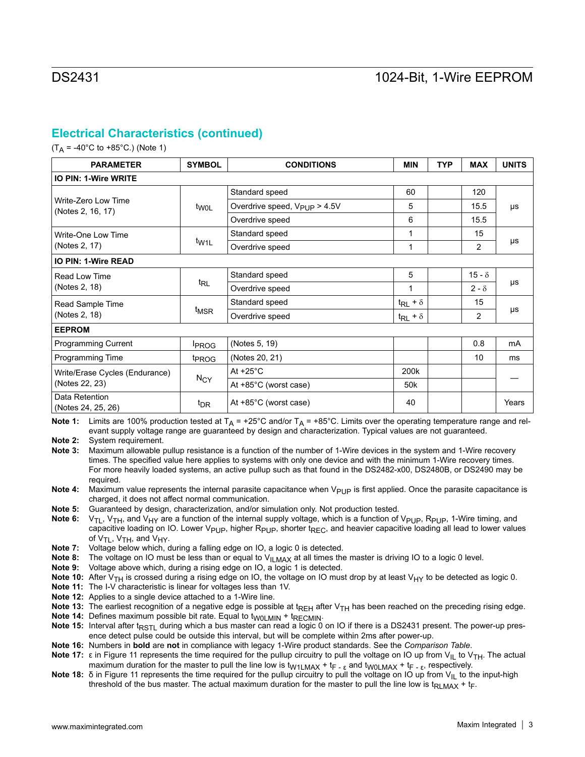## Electrical Characteristics (continued)

($T_A$ = -40°C to +85°C.) (Note 1)

| PARAMETER | SYMBOL | CONDITIONS | MIN | TYP | MAX | UNITS |
|---|---|---|---|---|---|---|
| **IO PIN: 1-Wire WRITE** | | | | | | |
| Write-Zero Low Time (Notes 2, 16, 17) | $t_{W0L}$ | Standard speed | 60 | | 120 | µs |
| | | Overdrive speed, $V_{PUP}$ > 4.5V | 5 | | 15.5 | |
| | | Overdrive speed | 6 | | 15.5 | |
| Write-One Low Time (Notes 2, 17) | $t_{W1L}$ | Standard speed | 1 | | 15 | µs |
| | | Overdrive speed | 1 | | 2 | |
| **IO PIN: 1-Wire READ** | | | | | | |
| Read Low Time (Notes 2, 18) | $t_{RL}$ | Standard speed | 5 | | $15 - \delta$ | µs |
| | | Overdrive speed | 1 | | $2 - \delta$ | |
| Read Sample Time (Notes 2, 18) | $t_{MSR}$ | Standard speed | $t_{RL} + \delta$ | | 15 | µs |
| | | Overdrive speed | $t_{RL} + \delta$ | | 2 | |
| **EEPROM** | | | | | | |
| Programming Current | $I_{PROG}$ | (Notes 5, 19) | | | 0.8 | mA |
| Programming Time | $t_{PROG}$ | (Notes 20, 21) | | | 10 | ms |
| Write/Erase Cycles (Endurance) (Notes 22, 23) | $N_{CY}$ | At +25°C | 200k | | | — |
| | | At +85°C (worst case) | 50k | | | |
| Data Retention (Notes 24, 25, 26) | $t_{DR}$ | At +85°C (worst case) | 40 | | | Years |

**Note 1:** Limits are 100% production tested at $T_A$ = +25°C and/or $T_A$ = +85°C. Limits over the operating temperature range and relevant supply voltage range are guaranteed by design and characterization. Typical values are not guaranteed.

**Note 2:** System requirement.

**Note 3:** Maximum allowable pullup resistance is a function of the number of 1-Wire devices in the system and 1-Wire recovery times. The specified value here applies to systems with only one device and with the minimum 1-Wire recovery times. For more heavily loaded systems, an active pullup such as that found in the DS2482-x00, DS2480B, or DS2490 may be required.

**Note 4:** Maximum value represents the internal parasite capacitance when $V_{PUP}$ is first applied. Once the parasite capacitance is charged, it does not affect normal communication.

**Note 5:** Guaranteed by design, characterization, and/or simulation only. Not production tested.

**Note 6:** $V_{TL}$, $V_{TH}$, and $V_{HY}$ are a function of the internal supply voltage, which is a function of $V_{PUP}$, $R_{PUP}$, 1-Wire timing, and capacitive loading on IO. Lower $V_{PUP}$, higher $R_{PUP}$, shorter $t_{REC}$, and heavier capacitive loading all lead to lower values of $V_{TL}$, $V_{TH}$, and $V_{HY}$.

**Note 7:** Voltage below which, during a falling edge on IO, a logic 0 is detected.

**Note 8:** The voltage on IO must be less than or equal to $V_{ILMAX}$ at all times the master is driving IO to a logic 0 level.

**Note 9:** Voltage above which, during a rising edge on IO, a logic 1 is detected.

**Note 10:** After $V_{TH}$ is crossed during a rising edge on IO, the voltage on IO must drop by at least $V_{HY}$ to be detected as logic 0.

**Note 11:** The I-V characteristic is linear for voltages less than 1V.

**Note 12:** Applies to a single device attached to a 1-Wire line.

**Note 13:** The earliest recognition of a negative edge is possible at $t_{REH}$ after $V_{TH}$ has been reached on the preceding rising edge.

**Note 14:** Defines maximum possible bit rate. Equal to $t_{W0LMIN} + t_{RECMIN}$.

**Note 15:** Interval after $t_{RSTL}$ during which a bus master can read a logic 0 on IO if there is a DS2431 present. The power-up presence detect pulse could be outside this interval, but will be complete within 2ms after power-up.

**Note 16:** Numbers in **bold** are **not** in compliance with legacy 1-Wire product standards. See the *Comparison Table*.

**Note 17:** ε in Figure 11 represents the time required for the pullup circuitry to pull the voltage on IO up from $V_{IL}$ to $V_{TH}$. The actual maximum duration for the master to pull the line low is $t_{W1LMAX} + t_{F - \varepsilon}$ and $t_{W0LMAX} + t_{F - \varepsilon}$, respectively.

**Note 18:** δ in Figure 11 represents the time required for the pullup circuitry to pull the voltage on IO up from $V_{IL}$ to the input-high threshold of the bus master. The actual maximum duration for the master to pull the line low is $t_{RLMAX} + t_F$.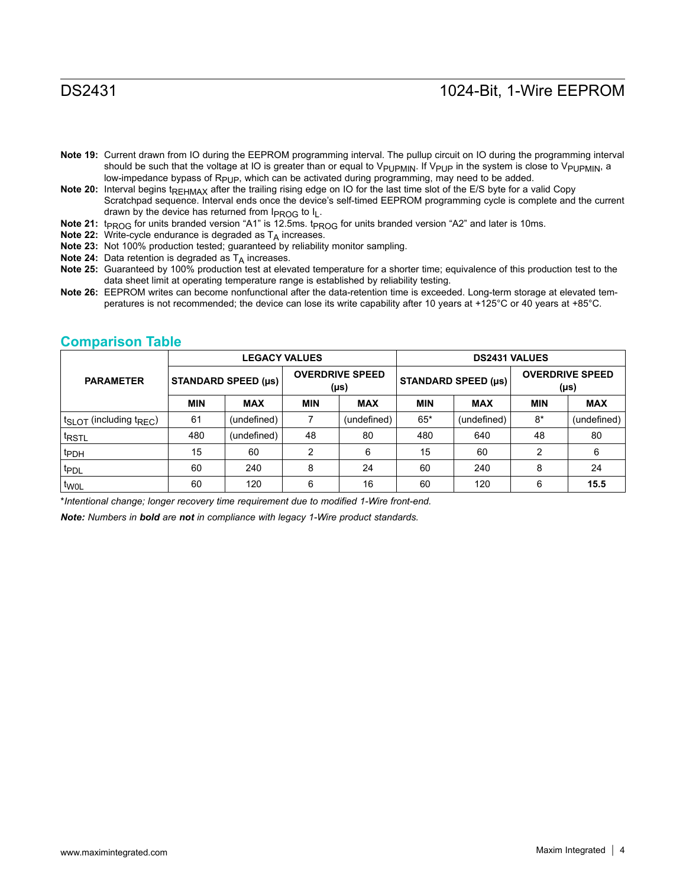**Note 19:** Current drawn from IO during the EEPROM programming interval. The pullup circuit on IO during the programming interval should be such that the voltage at IO is greater than or equal to $V_{PUPMIN}$. If $V_{PUP}$ in the system is close to $V_{PUPMIN}$, a low-impedance bypass of $R_{PUP}$, which can be activated during programming, may need to be added.

**Note 20:** Interval begins $t_{REHMAX}$ after the trailing rising edge on IO for the last time slot of the E/S byte for a valid Copy Scratchpad sequence. Interval ends once the device's self-timed EEPROM programming cycle is complete and the current drawn by the device has returned from $I_{PROG}$ to $I_L$.

**Note 21:** $t_{PROG}$ for units branded version "A1" is 12.5ms. $t_{PROG}$ for units branded version "A2" and later is 10ms.

**Note 22:** Write-cycle endurance is degraded as $T_A$ increases.

**Note 23:** Not 100% production tested; guaranteed by reliability monitor sampling.

**Note 24:** Data retention is degraded as $T_A$ increases.

**Note 25:** Guaranteed by 100% production test at elevated temperature for a shorter time; equivalence of this production test to the data sheet limit at operating temperature range is established by reliability testing.

**Note 26:** EEPROM writes can become nonfunctional after the data-retention time is exceeded. Long-term storage at elevated temperatures is not recommended; the device can lose its write capability after 10 years at +125°C or 40 years at +85°C.

## Comparison Table

| PARAMETER | LEGACY VALUES | | | | DS2431 VALUES | | | |
|---|---|---|---|---|---|---|---|---|
| | STANDARD SPEED (µs) | | OVERDRIVE SPEED (µs) | | STANDARD SPEED (µs) | | OVERDRIVE SPEED (µs) | |
| | MIN | MAX | MIN | MAX | MIN | MAX | MIN | MAX |
| $t_{SLOT}$ (including $t_{REC}$) | 61 | (undefined) | 7 | (undefined) | 65* | (undefined) | 8* | (undefined) |
| $t_{RSTL}$ | 480 | (undefined) | 48 | 80 | 480 | 640 | 48 | 80 |
| $t_{PDH}$ | 15 | 60 | 2 | 6 | 15 | 60 | 2 | 6 |
| $t_{PDL}$ | 60 | 240 | 8 | 24 | 60 | 240 | 8 | 24 |
| $t_{W0L}$ | 60 | 120 | 6 | 16 | 60 | 120 | 6 | **15.5** |

**Intentional change; longer recovery time requirement due to modified 1-Wire front-end.*

***Note:** Numbers in **bold** are **not** in compliance with legacy 1-Wire product standards.*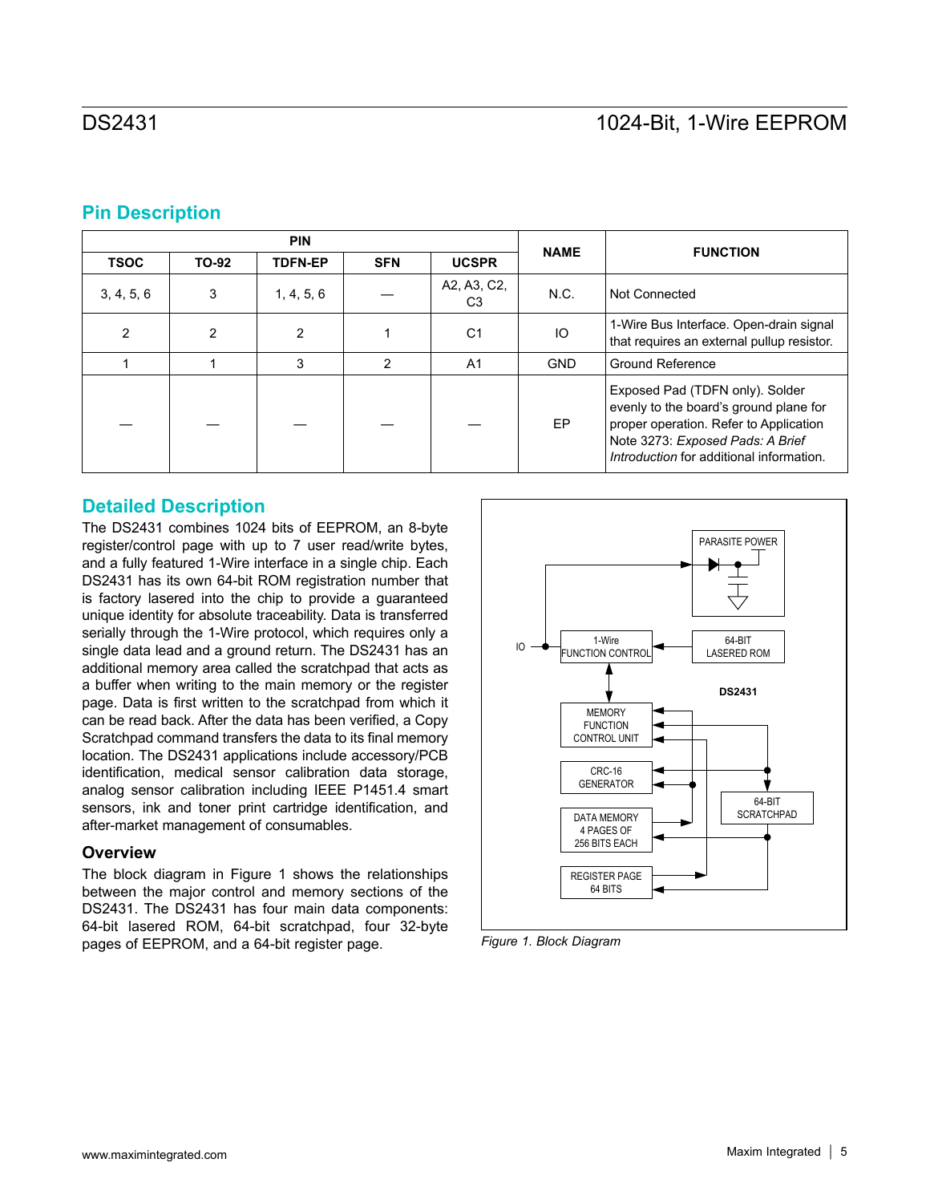## Pin Description

| PIN | | | | | NAME | FUNCTION |
|---|---|---|---|---|---|---|
| TSOC | TO-92 | TDFN-EP | SFN | UCSPR | | |
| 3, 4, 5, 6 | 3 | 1, 4, 5, 6 | — | A2, A3, C2, C3 | N.C. | Not Connected |
| 2 | 2 | 2 | 1 | C1 | IO | 1-Wire Bus Interface. Open-drain signal that requires an external pullup resistor. |
| 1 | 1 | 3 | 2 | A1 | GND | Ground Reference |
| — | — | — | — | — | EP | Exposed Pad (TDFN only). Solder evenly to the board's ground plane for proper operation. Refer to Application Note 3273: *Exposed Pads: A Brief Introduction* for additional information. |

## Detailed Description

The DS2431 combines 1024 bits of EEPROM, an 8-byte register/control page with up to 7 user read/write bytes, and a fully featured 1-Wire interface in a single chip. Each DS2431 has its own 64-bit ROM registration number that is factory lasered into the chip to provide a guaranteed unique identity for absolute traceability. Data is transferred serially through the 1-Wire protocol, which requires only a single data lead and a ground return. The DS2431 has an additional memory area called the scratchpad that acts as a buffer when writing to the main memory or the register page. Data is first written to the scratchpad from which it can be read back. After the data has been verified, a Copy Scratchpad command transfers the data to its final memory location. The DS2431 applications include accessory/PCB identification, medical sensor calibration data storage, analog sensor calibration including IEEE P1451.4 smart sensors, ink and toner print cartridge identification, and after-market management of consumables.

### Overview

The block diagram in Figure 1 shows the relationships between the major control and memory sections of the DS2431. The DS2431 has four main data components: 64-bit lasered ROM, 64-bit scratchpad, four 32-byte pages of EEPROM, and a 64-bit register page.

*Figure 1. Block Diagram*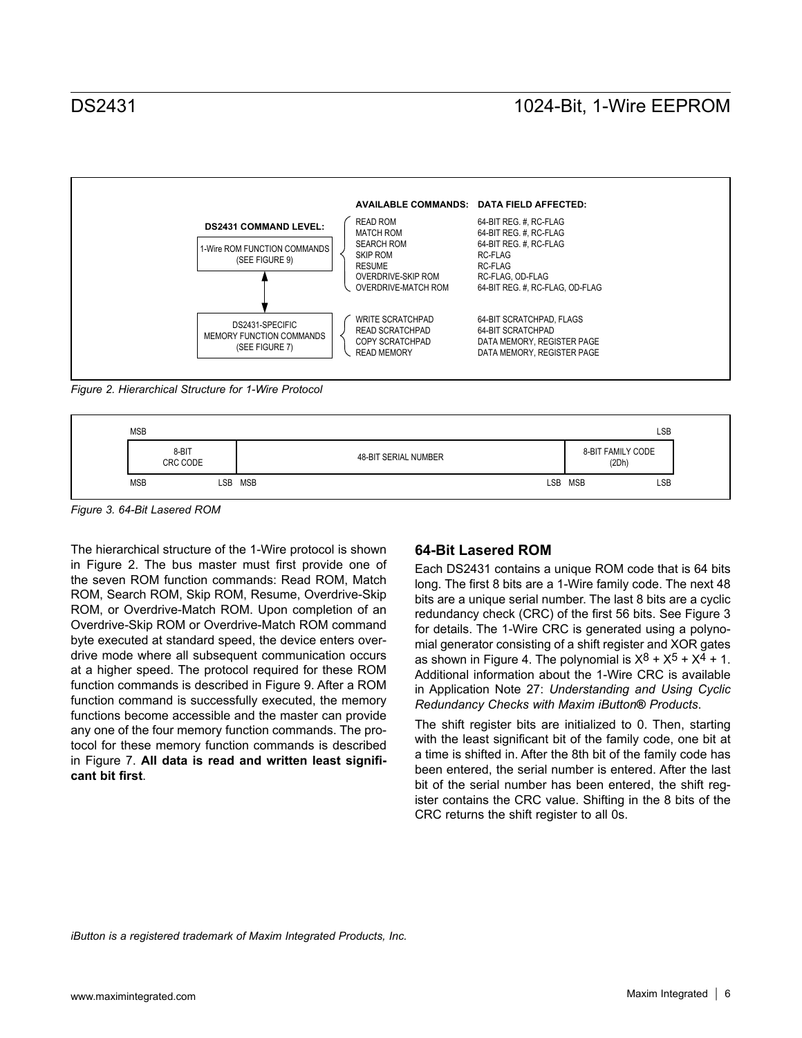| DS2431 COMMAND LEVEL: | AVAILABLE COMMANDS: | DATA FIELD AFFECTED: |
|---|---|---|
| 1-Wire ROM FUNCTION COMMANDS (SEE FIGURE 9) | READ ROM | 64-BIT REG. #, RC-FLAG |
| | MATCH ROM | 64-BIT REG. #, RC-FLAG |
| | SEARCH ROM | 64-BIT REG. #, RC-FLAG |
| | SKIP ROM | RC-FLAG |
| | RESUME | RC-FLAG |
| | OVERDRIVE-SKIP ROM | RC-FLAG, OD-FLAG |
| | OVERDRIVE-MATCH ROM | 64-BIT REG. #, RC-FLAG, OD-FLAG |
| DS2431-SPECIFIC MEMORY FUNCTION COMMANDS (SEE FIGURE 7) | WRITE SCRATCHPAD | 64-BIT SCRATCHPAD, FLAGS |
| | READ SCRATCHPAD | 64-BIT SCRATCHPAD |
| | COPY SCRATCHPAD | DATA MEMORY, REGISTER PAGE |
| | READ MEMORY | DATA MEMORY, REGISTER PAGE |

*Figure 2. Hierarchical Structure for 1-Wire Protocol*

| 8-BIT CRC CODE (MSB … LSB) | 48-BIT SERIAL NUMBER (MSB … LSB) | 8-BIT FAMILY CODE (2Dh) (MSB … LSB) |
|---|---|---|

MSB … LSB

*Figure 3. 64-Bit Lasered ROM*

The hierarchical structure of the 1-Wire protocol is shown in Figure 2. The bus master must first provide one of the seven ROM function commands: Read ROM, Match ROM, Search ROM, Skip ROM, Resume, Overdrive-Skip ROM, or Overdrive-Match ROM. Upon completion of an Overdrive-Skip ROM or Overdrive-Match ROM command byte executed at standard speed, the device enters overdrive mode where all subsequent communication occurs at a higher speed. The protocol required for these ROM function commands is described in Figure 9. After a ROM function command is successfully executed, the memory functions become accessible and the master can provide any one of the four memory function commands. The protocol for these memory function commands is described in Figure 7. **All data is read and written least significant bit first**.

## 64-Bit Lasered ROM

Each DS2431 contains a unique ROM code that is 64 bits long. The first 8 bits are a 1-Wire family code. The next 48 bits are a unique serial number. The last 8 bits are a cyclic redundancy check (CRC) of the first 56 bits. See Figure 3 for details. The 1-Wire CRC is generated using a polynomial generator consisting of a shift register and XOR gates as shown in Figure 4. The polynomial is $X^8 + X^5 + X^4 + 1$. Additional information about the 1-Wire CRC is available in Application Note 27: *Understanding and Using Cyclic Redundancy Checks with Maxim iButton® Products*.

The shift register bits are initialized to 0. Then, starting with the least significant bit of the family code, one bit at a time is shifted in. After the 8th bit of the family code has been entered, the serial number is entered. After the last bit of the serial number has been entered, the shift register contains the CRC value. Shifting in the 8 bits of the CRC returns the shift register to all 0s.

*iButton is a registered trademark of Maxim Integrated Products, Inc.*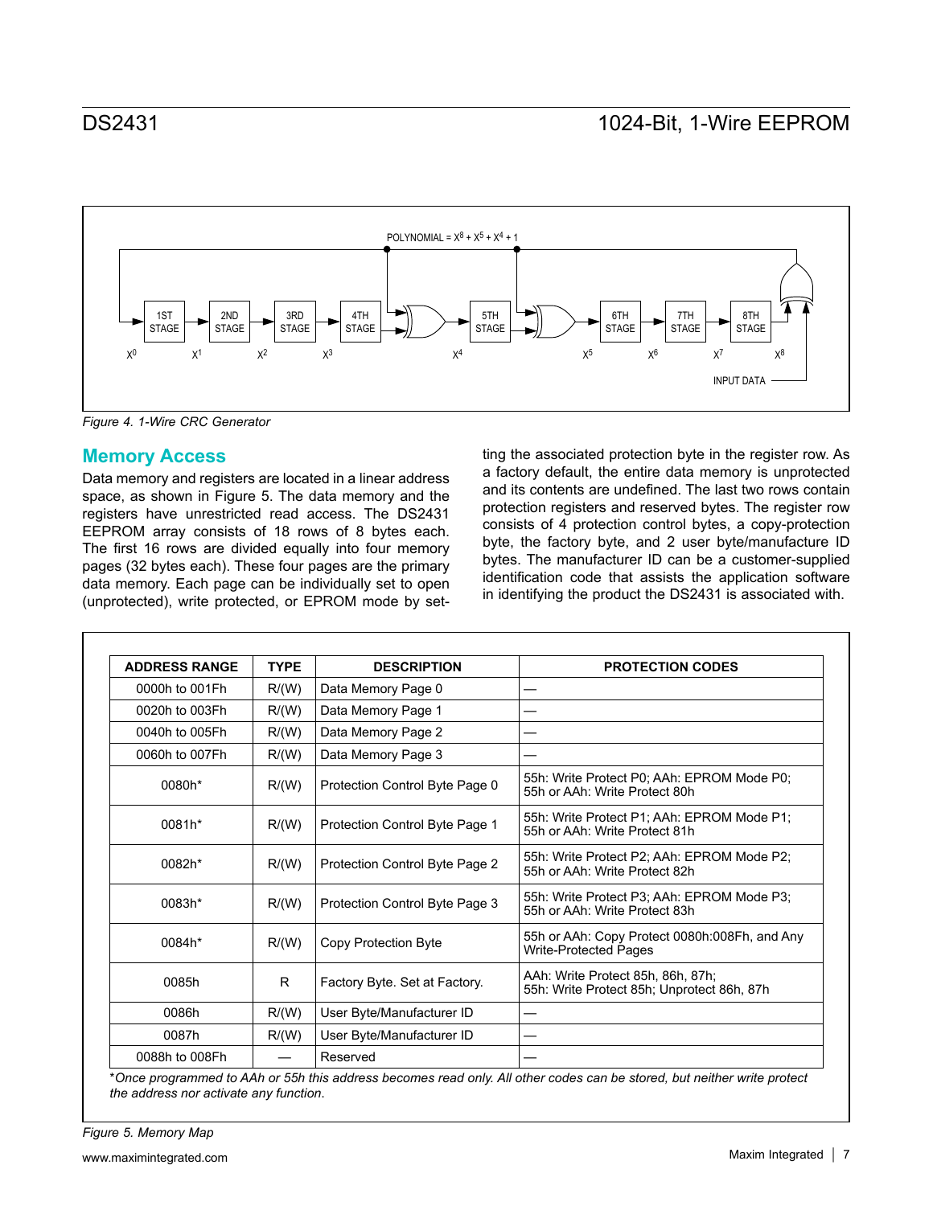POLYNOMIAL = $X^8 + X^5 + X^4 + 1$

1ST STAGE, 2ND STAGE, 3RD STAGE, 4TH STAGE, 5TH STAGE, 6TH STAGE, 7TH STAGE, 8TH STAGE

$X^0$ $X^1$ $X^2$ $X^3$ $X^4$ $X^5$ $X^6$ $X^7$ $X^8$

INPUT DATA

*Figure 4. 1-Wire CRC Generator*

## Memory Access

Data memory and registers are located in a linear address space, as shown in Figure 5. The data memory and the registers have unrestricted read access. The DS2431 EEPROM array consists of 18 rows of 8 bytes each. The first 16 rows are divided equally into four memory pages (32 bytes each). These four pages are the primary data memory. Each page can be individually set to open (unprotected), write protected, or EPROM mode by setting the associated protection byte in the register row. As a factory default, the entire data memory is unprotected and its contents are undefined. The last two rows contain protection registers and reserved bytes. The register row consists of 4 protection control bytes, a copy-protection byte, the factory byte, and 2 user byte/manufacture ID bytes. The manufacturer ID can be a customer-supplied identification code that assists the application software in identifying the product the DS2431 is associated with.

| ADDRESS RANGE | TYPE | DESCRIPTION | PROTECTION CODES |
|---|---|---|---|
| 0000h to 001Fh | R/(W) | Data Memory Page 0 | — |
| 0020h to 003Fh | R/(W) | Data Memory Page 1 | — |
| 0040h to 005Fh | R/(W) | Data Memory Page 2 | — |
| 0060h to 007Fh | R/(W) | Data Memory Page 3 | — |
| 0080h* | R/(W) | Protection Control Byte Page 0 | 55h: Write Protect P0; AAh: EPROM Mode P0; 55h or AAh: Write Protect 80h |
| 0081h* | R/(W) | Protection Control Byte Page 1 | 55h: Write Protect P1; AAh: EPROM Mode P1; 55h or AAh: Write Protect 81h |
| 0082h* | R/(W) | Protection Control Byte Page 2 | 55h: Write Protect P2; AAh: EPROM Mode P2; 55h or AAh: Write Protect 82h |
| 0083h* | R/(W) | Protection Control Byte Page 3 | 55h: Write Protect P3; AAh: EPROM Mode P3; 55h or AAh: Write Protect 83h |
| 0084h* | R/(W) | Copy Protection Byte | 55h or AAh: Copy Protect 0080h:008Fh, and Any Write-Protected Pages |
| 0085h | R | Factory Byte. Set at Factory. | AAh: Write Protect 85h, 86h, 87h; 55h: Write Protect 85h; Unprotect 86h, 87h |
| 0086h | R/(W) | User Byte/Manufacturer ID | — |
| 0087h | R/(W) | User Byte/Manufacturer ID | — |
| 0088h to 008Fh | — | Reserved | — |

*\*Once programmed to AAh or 55h this address becomes read only. All other codes can be stored, but neither write protect the address nor activate any function.*

*Figure 5. Memory Map*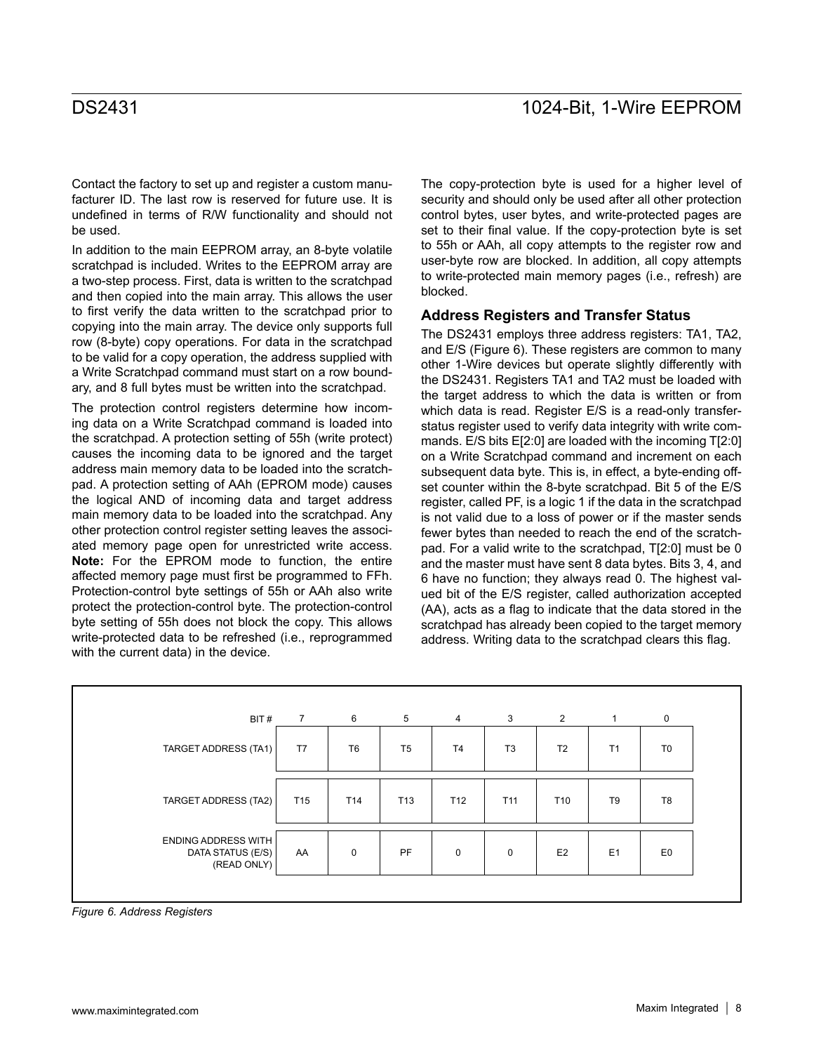Contact the factory to set up and register a custom manufacturer ID. The last row is reserved for future use. It is undefined in terms of R/W functionality and should not be used.

In addition to the main EEPROM array, an 8-byte volatile scratchpad is included. Writes to the EEPROM array are a two-step process. First, data is written to the scratchpad and then copied into the main array. This allows the user to first verify the data written to the scratchpad prior to copying into the main array. The device only supports full row (8-byte) copy operations. For data in the scratchpad to be valid for a copy operation, the address supplied with a Write Scratchpad command must start on a row boundary, and 8 full bytes must be written into the scratchpad.

The protection control registers determine how incoming data on a Write Scratchpad command is loaded into the scratchpad. A protection setting of 55h (write protect) causes the incoming data to be ignored and the target address main memory data to be loaded into the scratchpad. A protection setting of AAh (EPROM mode) causes the logical AND of incoming data and target address main memory data to be loaded into the scratchpad. Any other protection control register setting leaves the associated memory page open for unrestricted write access. **Note:** For the EPROM mode to function, the entire affected memory page must first be programmed to FFh. Protection-control byte settings of 55h or AAh also write protect the protection-control byte. The protection-control byte setting of 55h does not block the copy. This allows write-protected data to be refreshed (i.e., reprogrammed with the current data) in the device.

The copy-protection byte is used for a higher level of security and should only be used after all other protection control bytes, user bytes, and write-protected pages are set to their final value. If the copy-protection byte is set to 55h or AAh, all copy attempts to the register row and user-byte row are blocked. In addition, all copy attempts to write-protected main memory pages (i.e., refresh) are blocked.

### Address Registers and Transfer Status

The DS2431 employs three address registers: TA1, TA2, and E/S (Figure 6). These registers are common to many other 1-Wire devices but operate slightly differently with the DS2431. Registers TA1 and TA2 must be loaded with the target address to which the data is written or from which data is read. Register E/S is a read-only transfer-status register used to verify data integrity with write commands. E/S bits E[2:0] are loaded with the incoming T[2:0] on a Write Scratchpad command and increment on each subsequent data byte. This is, in effect, a byte-ending offset counter within the 8-byte scratchpad. Bit 5 of the E/S register, called PF, is a logic 1 if the data in the scratchpad is not valid due to a loss of power or if the master sends fewer bytes than needed to reach the end of the scratchpad. For a valid write to the scratchpad, T[2:0] must be 0 and the master must have sent 8 data bytes. Bits 3, 4, and 6 have no function; they always read 0. The highest valued bit of the E/S register, called authorization accepted (AA), acts as a flag to indicate that the data stored in the scratchpad has already been copied to the target memory address. Writing data to the scratchpad clears this flag.

| BIT # | 7 | 6 | 5 | 4 | 3 | 2 | 1 | 0 |
|---|---|---|---|---|---|---|---|---|
| TARGET ADDRESS (TA1) | T7 | T6 | T5 | T4 | T3 | T2 | T1 | T0 |
| TARGET ADDRESS (TA2) | T15 | T14 | T13 | T12 | T11 | T10 | T9 | T8 |
| ENDING ADDRESS WITH DATA STATUS (E/S) (READ ONLY) | AA | 0 | PF | 0 | 0 | E2 | E1 | E0 |

*Figure 6. Address Registers*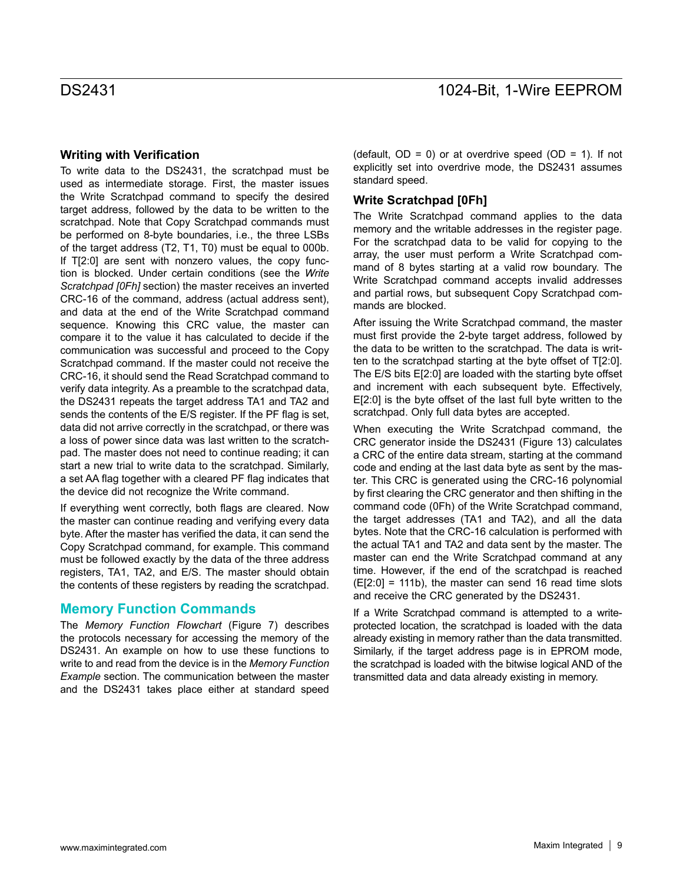### Writing with Verification

To write data to the DS2431, the scratchpad must be used as intermediate storage. First, the master issues the Write Scratchpad command to specify the desired target address, followed by the data to be written to the scratchpad. Note that Copy Scratchpad commands must be performed on 8-byte boundaries, i.e., the three LSBs of the target address (T2, T1, T0) must be equal to 000b. If T[2:0] are sent with nonzero values, the copy function is blocked. Under certain conditions (see the *Write Scratchpad [0Fh]* section) the master receives an inverted CRC-16 of the command, address (actual address sent), and data at the end of the Write Scratchpad command sequence. Knowing this CRC value, the master can compare it to the value it has calculated to decide if the communication was successful and proceed to the Copy Scratchpad command. If the master could not receive the CRC-16, it should send the Read Scratchpad command to verify data integrity. As a preamble to the scratchpad data, the DS2431 repeats the target address TA1 and TA2 and sends the contents of the E/S register. If the PF flag is set, data did not arrive correctly in the scratchpad, or there was a loss of power since data was last written to the scratchpad. The master does not need to continue reading; it can start a new trial to write data to the scratchpad. Similarly, a set AA flag together with a cleared PF flag indicates that the device did not recognize the Write command.

If everything went correctly, both flags are cleared. Now the master can continue reading and verifying every data byte. After the master has verified the data, it can send the Copy Scratchpad command, for example. This command must be followed exactly by the data of the three address registers, TA1, TA2, and E/S. The master should obtain the contents of these registers by reading the scratchpad.

## Memory Function Commands

The *Memory Function Flowchart* (Figure 7) describes the protocols necessary for accessing the memory of the DS2431. An example on how to use these functions to write to and read from the device is in the *Memory Function Example* section. The communication between the master and the DS2431 takes place either at standard speed (default, OD = 0) or at overdrive speed (OD = 1). If not explicitly set into overdrive mode, the DS2431 assumes standard speed.

### Write Scratchpad [0Fh]

The Write Scratchpad command applies to the data memory and the writable addresses in the register page. For the scratchpad data to be valid for copying to the array, the user must perform a Write Scratchpad command of 8 bytes starting at a valid row boundary. The Write Scratchpad command accepts invalid addresses and partial rows, but subsequent Copy Scratchpad commands are blocked.

After issuing the Write Scratchpad command, the master must first provide the 2-byte target address, followed by the data to be written to the scratchpad. The data is written to the scratchpad starting at the byte offset of T[2:0]. The E/S bits E[2:0] are loaded with the starting byte offset and increment with each subsequent byte. Effectively, E[2:0] is the byte offset of the last full byte written to the scratchpad. Only full data bytes are accepted.

When executing the Write Scratchpad command, the CRC generator inside the DS2431 (Figure 13) calculates a CRC of the entire data stream, starting at the command code and ending at the last data byte as sent by the master. This CRC is generated using the CRC-16 polynomial by first clearing the CRC generator and then shifting in the command code (0Fh) of the Write Scratchpad command, the target addresses (TA1 and TA2), and all the data bytes. Note that the CRC-16 calculation is performed with the actual TA1 and TA2 and data sent by the master. The master can end the Write Scratchpad command at any time. However, if the end of the scratchpad is reached (E[2:0] = 111b), the master can send 16 read time slots and receive the CRC generated by the DS2431.

If a Write Scratchpad command is attempted to a write-protected location, the scratchpad is loaded with the data already existing in memory rather than the data transmitted. Similarly, if the target address page is in EPROM mode, the scratchpad is loaded with the bitwise logical AND of the transmitted data and data already existing in memory.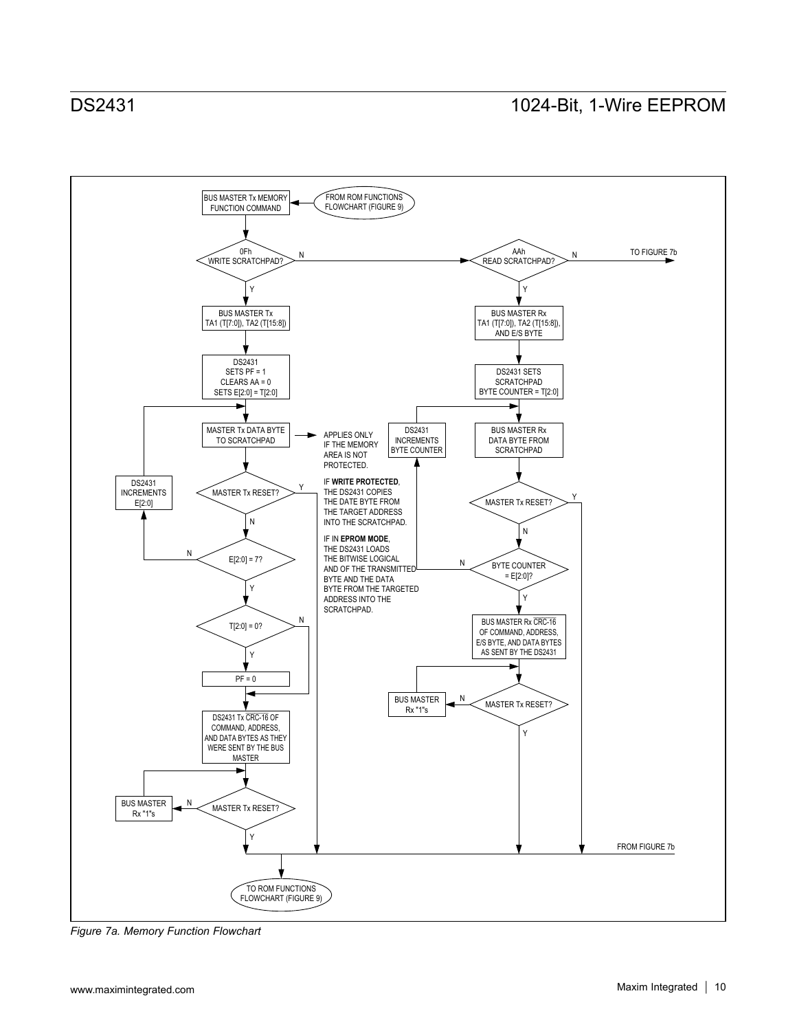BUS MASTER Tx MEMORY FUNCTION COMMAND

FROM ROM FUNCTIONS FLOWCHART (FIGURE 9)

0Fh WRITE SCRATCHPAD?

N

AAh READ SCRATCHPAD?

N

TO FIGURE 7b

Y

BUS MASTER Tx TA1 (T[7:0]), TA2 (T[15:8])

DS2431 SETS PF = 1 CLEARS AA = 0 SETS E[2:0] = T[2:0]

MASTER Tx DATA BYTE TO SCRATCHPAD

APPLIES ONLY IF THE MEMORY AREA IS NOT PROTECTED.

IF **WRITE PROTECTED**, THE DS2431 COPIES THE DATE BYTE FROM THE TARGET ADDRESS INTO THE SCRATCHPAD.

IF IN **EPROM MODE**, THE DS2431 LOADS THE BITWISE LOGICAL AND OF THE TRANSMITTED BYTE AND THE DATA BYTE FROM THE TARGETED ADDRESS INTO THE SCRATCHPAD.

DS2431 INCREMENTS E[2:0]

MASTER Tx RESET?

E[2:0] = 7?

T[2:0] = 0?

PF = 0

DS2431 Tx CRC-16 OF COMMAND, ADDRESS, AND DATA BYTES AS THEY WERE SENT BY THE BUS MASTER

BUS MASTER Rx "1"s

MASTER Tx RESET?

BUS MASTER Rx TA1 (T[7:0]), TA2 (T[15:8]), AND E/S BYTE

DS2431 SETS SCRATCHPAD BYTE COUNTER = T[2:0]

DS2431 INCREMENTS BYTE COUNTER

BUS MASTER Rx DATA BYTE FROM SCRATCHPAD

MASTER Tx RESET?

BYTE COUNTER = E[2:0]?

BUS MASTER Rx CRC-16 OF COMMAND, ADDRESS, E/S BYTE, AND DATA BYTES AS SENT BY THE DS2431

BUS MASTER Rx "1"s

MASTER Tx RESET?

FROM FIGURE 7b

TO ROM FUNCTIONS FLOWCHART (FIGURE 9)

*Figure 7a. Memory Function Flowchart*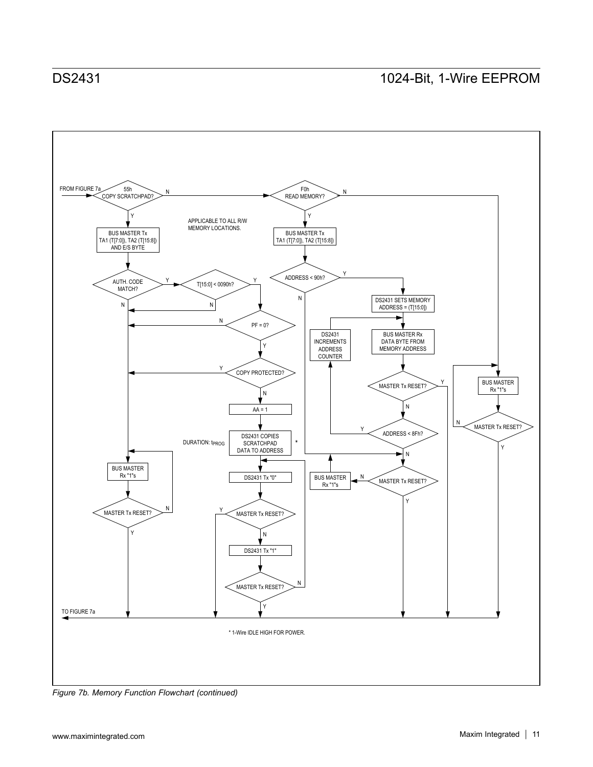FROM FIGURE 7a

55h COPY SCRATCHPAD? — N → F0h READ MEMORY?

Y

BUS MASTER Tx TA1 (T[7:0]), TA2 (T[15:8]) AND E/S BYTE

APPLICABLE TO ALL R/W MEMORY LOCATIONS.

AUTH. CODE MATCH? — Y → T[15:0] < 0090h? — Y → PF = 0?

N

PF = 0? — N ←; Y → COPY PROTECTED? — Y ←; N → AA = 1

DURATION: $t_{PROG}$ — DS2431 COPIES SCRATCHPAD DATA TO ADDRESS *

DS2431 Tx "0"

MASTER Tx RESET? — Y; N → DS2431 Tx "1"

MASTER Tx RESET? — N; Y

BUS MASTER Rx "1"s

MASTER Tx RESET? — N; Y

F0h READ MEMORY? — N; Y

BUS MASTER Tx TA1 (T[7:0]), TA2 (T[15:8])

ADDRESS < 90h? — Y → DS2431 SETS MEMORY ADDRESS = (T[15:0]); N

DS2431 INCREMENTS ADDRESS COUNTER

BUS MASTER Rx DATA BYTE FROM MEMORY ADDRESS

MASTER Tx RESET? — Y; N

ADDRESS < 8Fh? — Y; N

MASTER Tx RESET? — N → BUS MASTER Rx "1"s; Y

BUS MASTER Rx "1"s

MASTER Tx RESET? — N; Y

TO FIGURE 7a

* 1-Wire IDLE HIGH FOR POWER.

*Figure 7b. Memory Function Flowchart (continued)*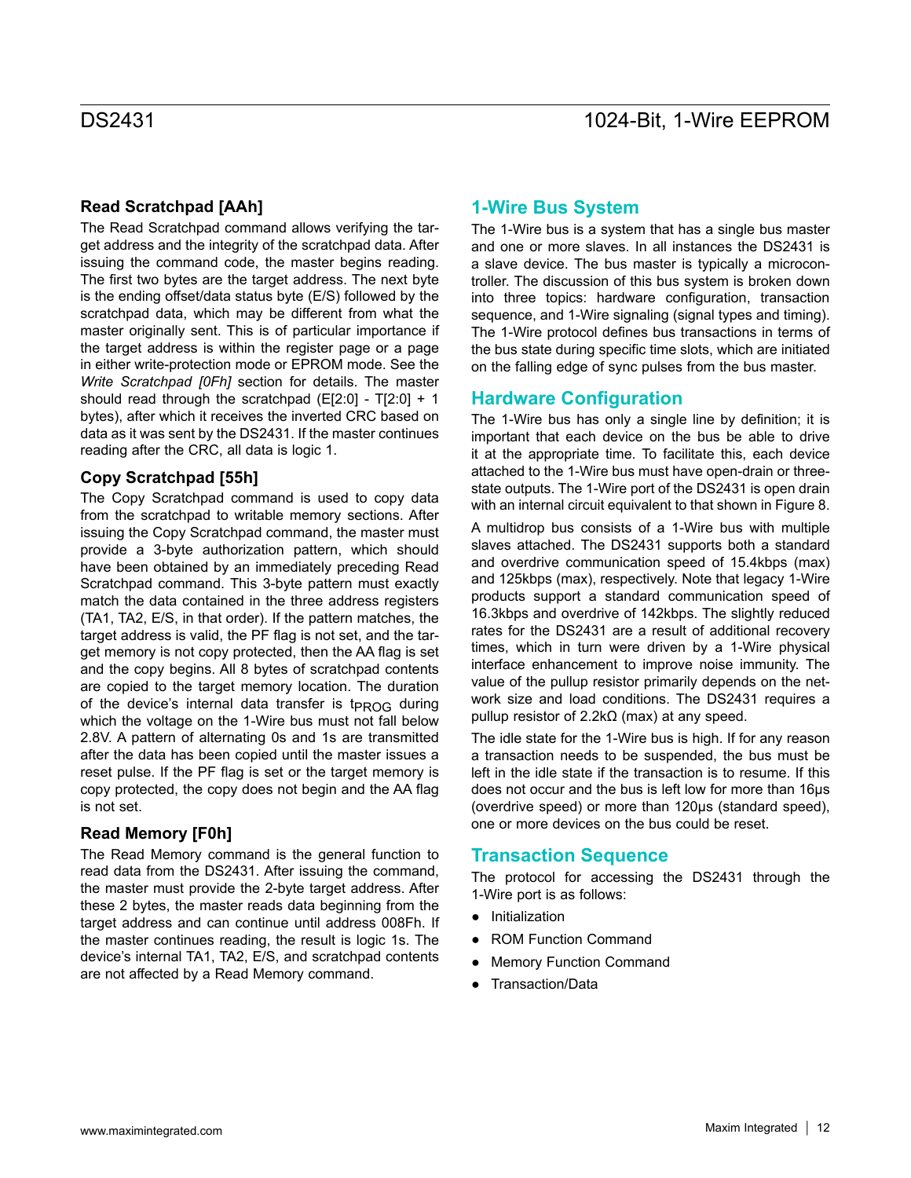### Read Scratchpad [AAh]

The Read Scratchpad command allows verifying the target address and the integrity of the scratchpad data. After issuing the command code, the master begins reading. The first two bytes are the target address. The next byte is the ending offset/data status byte (E/S) followed by the scratchpad data, which may be different from what the master originally sent. This is of particular importance if the target address is within the register page or a page in either write-protection mode or EPROM mode. See the *Write Scratchpad [0Fh]* section for details. The master should read through the scratchpad (E[2:0] - T[2:0] + 1 bytes), after which it receives the inverted CRC based on data as it was sent by the DS2431. If the master continues reading after the CRC, all data is logic 1.

### Copy Scratchpad [55h]

The Copy Scratchpad command is used to copy data from the scratchpad to writable memory sections. After issuing the Copy Scratchpad command, the master must provide a 3-byte authorization pattern, which should have been obtained by an immediately preceding Read Scratchpad command. This 3-byte pattern must exactly match the data contained in the three address registers (TA1, TA2, E/S, in that order). If the pattern matches, the target address is valid, the PF flag is not set, and the target memory is not copy protected, then the AA flag is set and the copy begins. All 8 bytes of scratchpad contents are copied to the target memory location. The duration of the device's internal data transfer is $t_{PROG}$ during which the voltage on the 1-Wire bus must not fall below 2.8V. A pattern of alternating 0s and 1s are transmitted after the data has been copied until the master issues a reset pulse. If the PF flag is set or the target memory is copy protected, the copy does not begin and the AA flag is not set.

### Read Memory [F0h]

The Read Memory command is the general function to read data from the DS2431. After issuing the command, the master must provide the 2-byte target address. After these 2 bytes, the master reads data beginning from the target address and can continue until address 008Fh. If the master continues reading, the result is logic 1s. The device's internal TA1, TA2, E/S, and scratchpad contents are not affected by a Read Memory command.

## 1-Wire Bus System

The 1-Wire bus is a system that has a single bus master and one or more slaves. In all instances the DS2431 is a slave device. The bus master is typically a microcontroller. The discussion of this bus system is broken down into three topics: hardware configuration, transaction sequence, and 1-Wire signaling (signal types and timing). The 1-Wire protocol defines bus transactions in terms of the bus state during specific time slots, which are initiated on the falling edge of sync pulses from the bus master.

## Hardware Configuration

The 1-Wire bus has only a single line by definition; it is important that each device on the bus be able to drive it at the appropriate time. To facilitate this, each device attached to the 1-Wire bus must have open-drain or three-state outputs. The 1-Wire port of the DS2431 is open drain with an internal circuit equivalent to that shown in Figure 8.

A multidrop bus consists of a 1-Wire bus with multiple slaves attached. The DS2431 supports both a standard and overdrive communication speed of 15.4kbps (max) and 125kbps (max), respectively. Note that legacy 1-Wire products support a standard communication speed of 16.3kbps and overdrive of 142kbps. The slightly reduced rates for the DS2431 are a result of additional recovery times, which in turn were driven by a 1-Wire physical interface enhancement to improve noise immunity. The value of the pullup resistor primarily depends on the network size and load conditions. The DS2431 requires a pullup resistor of 2.2kΩ (max) at any speed.

The idle state for the 1-Wire bus is high. If for any reason a transaction needs to be suspended, the bus must be left in the idle state if the transaction is to resume. If this does not occur and the bus is left low for more than 16µs (overdrive speed) or more than 120µs (standard speed), one or more devices on the bus could be reset.

## Transaction Sequence

The protocol for accessing the DS2431 through the 1-Wire port is as follows:

- Initialization
- ROM Function Command
- Memory Function Command
- Transaction/Data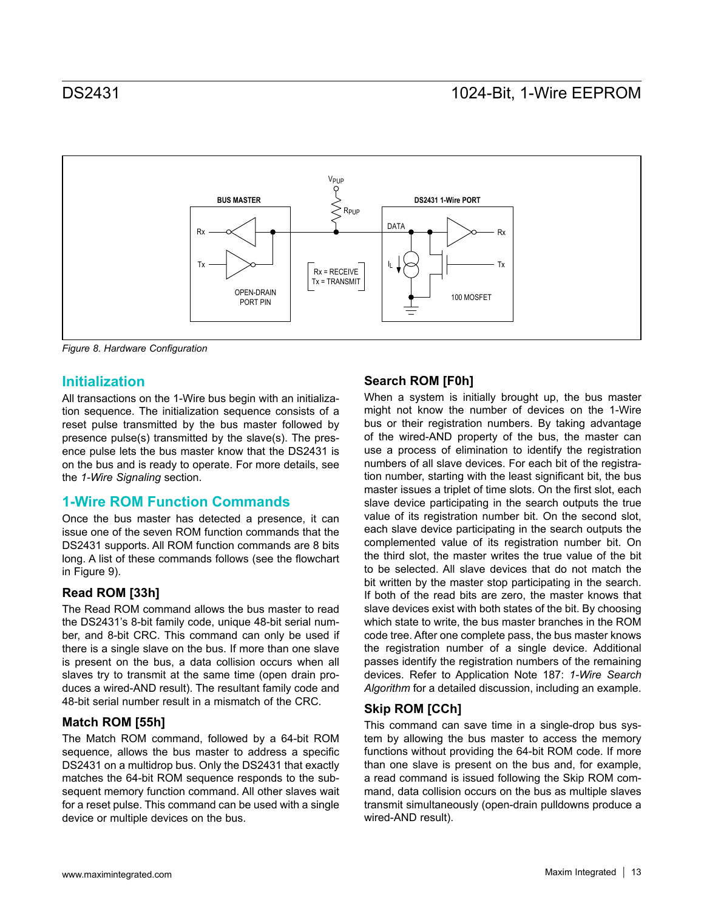Figure 8. Hardware Configuration

## Initialization

All transactions on the 1-Wire bus begin with an initialization sequence. The initialization sequence consists of a reset pulse transmitted by the bus master followed by presence pulse(s) transmitted by the slave(s). The presence pulse lets the bus master know that the DS2431 is on the bus and is ready to operate. For more details, see the *1-Wire Signaling* section.

## 1-Wire ROM Function Commands

Once the bus master has detected a presence, it can issue one of the seven ROM function commands that the DS2431 supports. All ROM function commands are 8 bits long. A list of these commands follows (see the flowchart in Figure 9).

### Read ROM [33h]

The Read ROM command allows the bus master to read the DS2431's 8-bit family code, unique 48-bit serial number, and 8-bit CRC. This command can only be used if there is a single slave on the bus. If more than one slave is present on the bus, a data collision occurs when all slaves try to transmit at the same time (open drain produces a wired-AND result). The resultant family code and 48-bit serial number result in a mismatch of the CRC.

### Match ROM [55h]

The Match ROM command, followed by a 64-bit ROM sequence, allows the bus master to address a specific DS2431 on a multidrop bus. Only the DS2431 that exactly matches the 64-bit ROM sequence responds to the subsequent memory function command. All other slaves wait for a reset pulse. This command can be used with a single device or multiple devices on the bus.

### Search ROM [F0h]

When a system is initially brought up, the bus master might not know the number of devices on the 1-Wire bus or their registration numbers. By taking advantage of the wired-AND property of the bus, the master can use a process of elimination to identify the registration numbers of all slave devices. For each bit of the registration number, starting with the least significant bit, the bus master issues a triplet of time slots. On the first slot, each slave device participating in the search outputs the true value of its registration number bit. On the second slot, each slave device participating in the search outputs the complemented value of its registration number bit. On the third slot, the master writes the true value of the bit to be selected. All slave devices that do not match the bit written by the master stop participating in the search. If both of the read bits are zero, the master knows that slave devices exist with both states of the bit. By choosing which state to write, the bus master branches in the ROM code tree. After one complete pass, the bus master knows the registration number of a single device. Additional passes identify the registration numbers of the remaining devices. Refer to Application Note 187: *1-Wire Search Algorithm* for a detailed discussion, including an example.

### Skip ROM [CCh]

This command can save time in a single-drop bus system by allowing the bus master to access the memory functions without providing the 64-bit ROM code. If more than one slave is present on the bus and, for example, a read command is issued following the Skip ROM command, data collision occurs on the bus as multiple slaves transmit simultaneously (open-drain pulldowns produce a wired-AND result).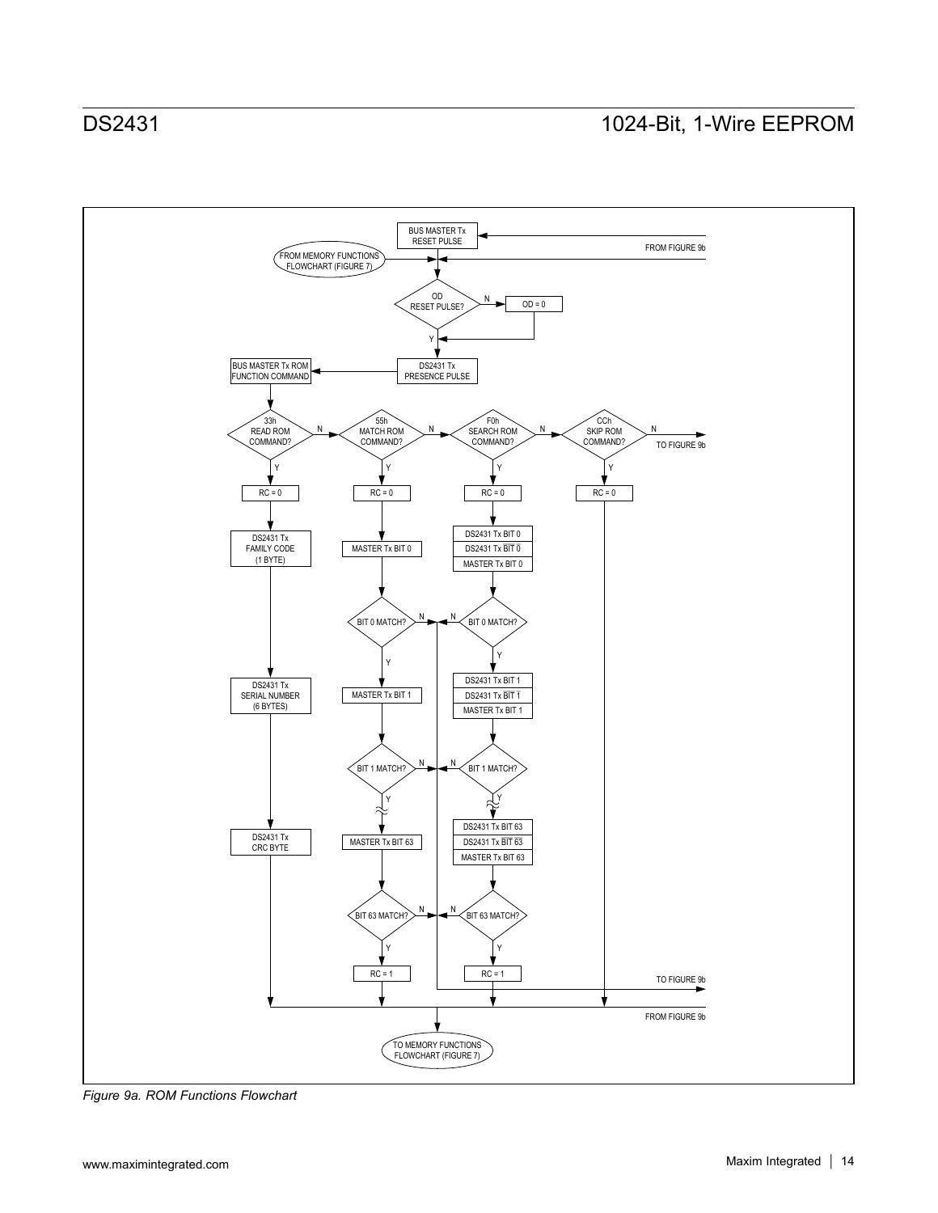BUS MASTER Tx RESET PULSE

FROM FIGURE 9b

FROM MEMORY FUNCTIONS FLOWCHART (FIGURE 7)

OD RESET PULSE?

N → OD = 0

Y

DS2431 Tx PRESENCE PULSE

BUS MASTER Tx ROM FUNCTION COMMAND

33h READ ROM COMMAND? — N → 55h MATCH ROM COMMAND? — N → F0h SEARCH ROM COMMAND? — N → CCh SKIP ROM COMMAND? — N → TO FIGURE 9b

**33h READ ROM COMMAND? — Y:**

- RC = 0
- DS2431 Tx FAMILY CODE (1 BYTE)
- DS2431 Tx SERIAL NUMBER (6 BYTES)
- DS2431 Tx CRC BYTE

**55h MATCH ROM COMMAND? — Y:**

- RC = 0
- MASTER Tx BIT 0
- BIT 0 MATCH? (N → TO FIGURE 9b; Y ↓)
- MASTER Tx BIT 1
- BIT 1 MATCH? (N → TO FIGURE 9b; Y ↓)
- MASTER Tx BIT 63
- BIT 63 MATCH? (N → TO FIGURE 9b; Y ↓)
- RC = 1

**F0h SEARCH ROM COMMAND? — Y:**

- RC = 0
- DS2431 Tx BIT 0 / DS2431 Tx $\overline{\text{BIT 0}}$ / MASTER Tx BIT 0
- BIT 0 MATCH? (N → TO FIGURE 9b; Y ↓)
- DS2431 Tx BIT 1 / DS2431 Tx $\overline{\text{BIT 1}}$ / MASTER Tx BIT 1
- BIT 1 MATCH? (N → TO FIGURE 9b; Y ↓)
- DS2431 Tx BIT 63 / DS2431 Tx $\overline{\text{BIT 63}}$ / MASTER Tx BIT 63
- BIT 63 MATCH? (N → TO FIGURE 9b; Y ↓)
- RC = 1

**CCh SKIP ROM COMMAND? — Y:**

- RC = 0

TO FIGURE 9b

FROM FIGURE 9b

TO MEMORY FUNCTIONS FLOWCHART (FIGURE 7)

*Figure 9a. ROM Functions Flowchart*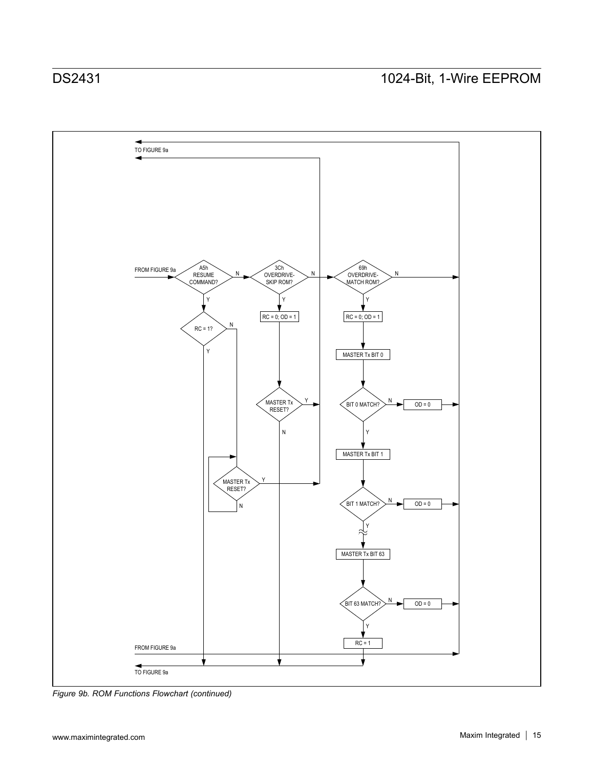TO FIGURE 9a

FROM FIGURE 9a

A5h RESUME COMMAND? — N → 3Ch OVERDRIVE-SKIP ROM? — N → 69h OVERDRIVE-MATCH ROM? — N

A5h RESUME COMMAND? — Y → RC = 1?
- RC = 1? — Y → TO FIGURE 9a
- RC = 1? — N → MASTER Tx RESET?
  - Y → TO FIGURE 9a
  - N → MASTER Tx RESET?

3Ch OVERDRIVE-SKIP ROM? — Y → RC = 0; OD = 1 → MASTER Tx RESET?
- Y → TO FIGURE 9a
- N → TO FIGURE 9a

69h OVERDRIVE-MATCH ROM? — Y → RC = 0; OD = 1 → MASTER Tx BIT 0 → BIT 0 MATCH?
- N → OD = 0
- Y → MASTER Tx BIT 1 → BIT 1 MATCH?
  - N → OD = 0
  - Y → ... → MASTER Tx BIT 63 → BIT 63 MATCH?
    - N → OD = 0
    - Y → RC = 1 → TO FIGURE 9a

FROM FIGURE 9a

TO FIGURE 9a

*Figure 9b. ROM Functions Flowchart (continued)*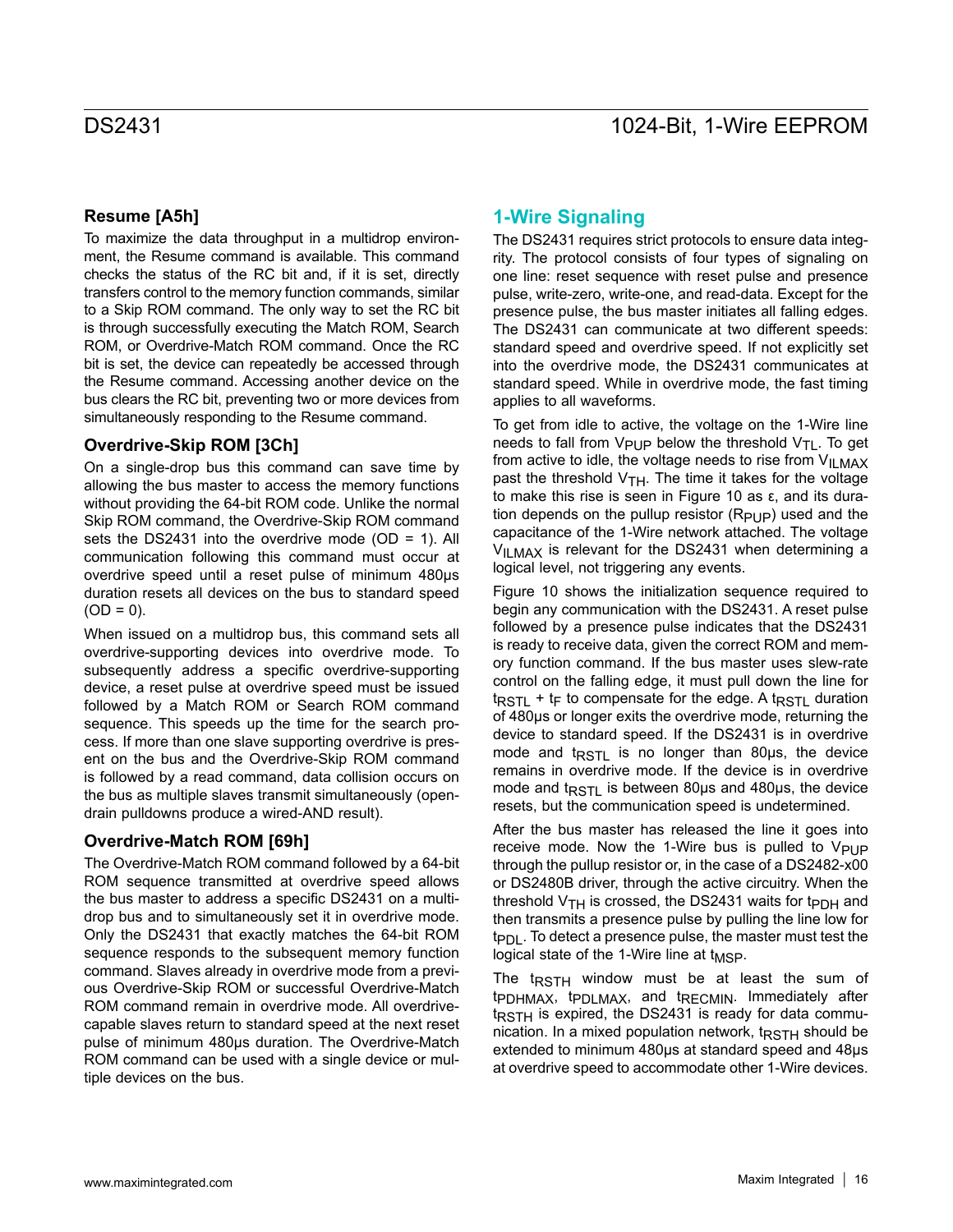### Resume [A5h]

To maximize the data throughput in a multidrop environment, the Resume command is available. This command checks the status of the RC bit and, if it is set, directly transfers control to the memory function commands, similar to a Skip ROM command. The only way to set the RC bit is through successfully executing the Match ROM, Search ROM, or Overdrive-Match ROM command. Once the RC bit is set, the device can repeatedly be accessed through the Resume command. Accessing another device on the bus clears the RC bit, preventing two or more devices from simultaneously responding to the Resume command.

### Overdrive-Skip ROM [3Ch]

On a single-drop bus this command can save time by allowing the bus master to access the memory functions without providing the 64-bit ROM code. Unlike the normal Skip ROM command, the Overdrive-Skip ROM command sets the DS2431 into the overdrive mode (OD = 1). All communication following this command must occur at overdrive speed until a reset pulse of minimum 480µs duration resets all devices on the bus to standard speed (OD = 0).

When issued on a multidrop bus, this command sets all overdrive-supporting devices into overdrive mode. To subsequently address a specific overdrive-supporting device, a reset pulse at overdrive speed must be issued followed by a Match ROM or Search ROM command sequence. This speeds up the time for the search process. If more than one slave supporting overdrive is present on the bus and the Overdrive-Skip ROM command is followed by a read command, data collision occurs on the bus as multiple slaves transmit simultaneously (open-drain pulldowns produce a wired-AND result).

### Overdrive-Match ROM [69h]

The Overdrive-Match ROM command followed by a 64-bit ROM sequence transmitted at overdrive speed allows the bus master to address a specific DS2431 on a multidrop bus and to simultaneously set it in overdrive mode. Only the DS2431 that exactly matches the 64-bit ROM sequence responds to the subsequent memory function command. Slaves already in overdrive mode from a previous Overdrive-Skip ROM or successful Overdrive-Match ROM command remain in overdrive mode. All overdrive-capable slaves return to standard speed at the next reset pulse of minimum 480µs duration. The Overdrive-Match ROM command can be used with a single device or multiple devices on the bus.

## 1-Wire Signaling

The DS2431 requires strict protocols to ensure data integrity. The protocol consists of four types of signaling on one line: reset sequence with reset pulse and presence pulse, write-zero, write-one, and read-data. Except for the presence pulse, the bus master initiates all falling edges. The DS2431 can communicate at two different speeds: standard speed and overdrive speed. If not explicitly set into the overdrive mode, the DS2431 communicates at standard speed. While in overdrive mode, the fast timing applies to all waveforms.

To get from idle to active, the voltage on the 1-Wire line needs to fall from $V_{PUP}$ below the threshold $V_{TL}$. To get from active to idle, the voltage needs to rise from $V_{ILMAX}$ past the threshold $V_{TH}$. The time it takes for the voltage to make this rise is seen in Figure 10 as ε, and its duration depends on the pullup resistor ($R_{PUP}$) used and the capacitance of the 1-Wire network attached. The voltage $V_{ILMAX}$ is relevant for the DS2431 when determining a logical level, not triggering any events.

Figure 10 shows the initialization sequence required to begin any communication with the DS2431. A reset pulse followed by a presence pulse indicates that the DS2431 is ready to receive data, given the correct ROM and memory function command. If the bus master uses slew-rate control on the falling edge, it must pull down the line for $t_{RSTL}$ + $t_F$ to compensate for the edge. A $t_{RSTL}$ duration of 480µs or longer exits the overdrive mode, returning the device to standard speed. If the DS2431 is in overdrive mode and $t_{RSTL}$ is no longer than 80µs, the device remains in overdrive mode. If the device is in overdrive mode and $t_{RSTL}$ is between 80µs and 480µs, the device resets, but the communication speed is undetermined.

After the bus master has released the line it goes into receive mode. Now the 1-Wire bus is pulled to $V_{PUP}$ through the pullup resistor or, in the case of a DS2482-x00 or DS2480B driver, through the active circuitry. When the threshold $V_{TH}$ is crossed, the DS2431 waits for $t_{PDH}$ and then transmits a presence pulse by pulling the line low for $t_{PDL}$. To detect a presence pulse, the master must test the logical state of the 1-Wire line at $t_{MSP}$.

The $t_{RSTH}$ window must be at least the sum of $t_{PDHMAX}$, $t_{PDLMAX}$, and $t_{RECMIN}$. Immediately after $t_{RSTH}$ is expired, the DS2431 is ready for data communication. In a mixed population network, $t_{RSTH}$ should be extended to minimum 480µs at standard speed and 48µs at overdrive speed to accommodate other 1-Wire devices.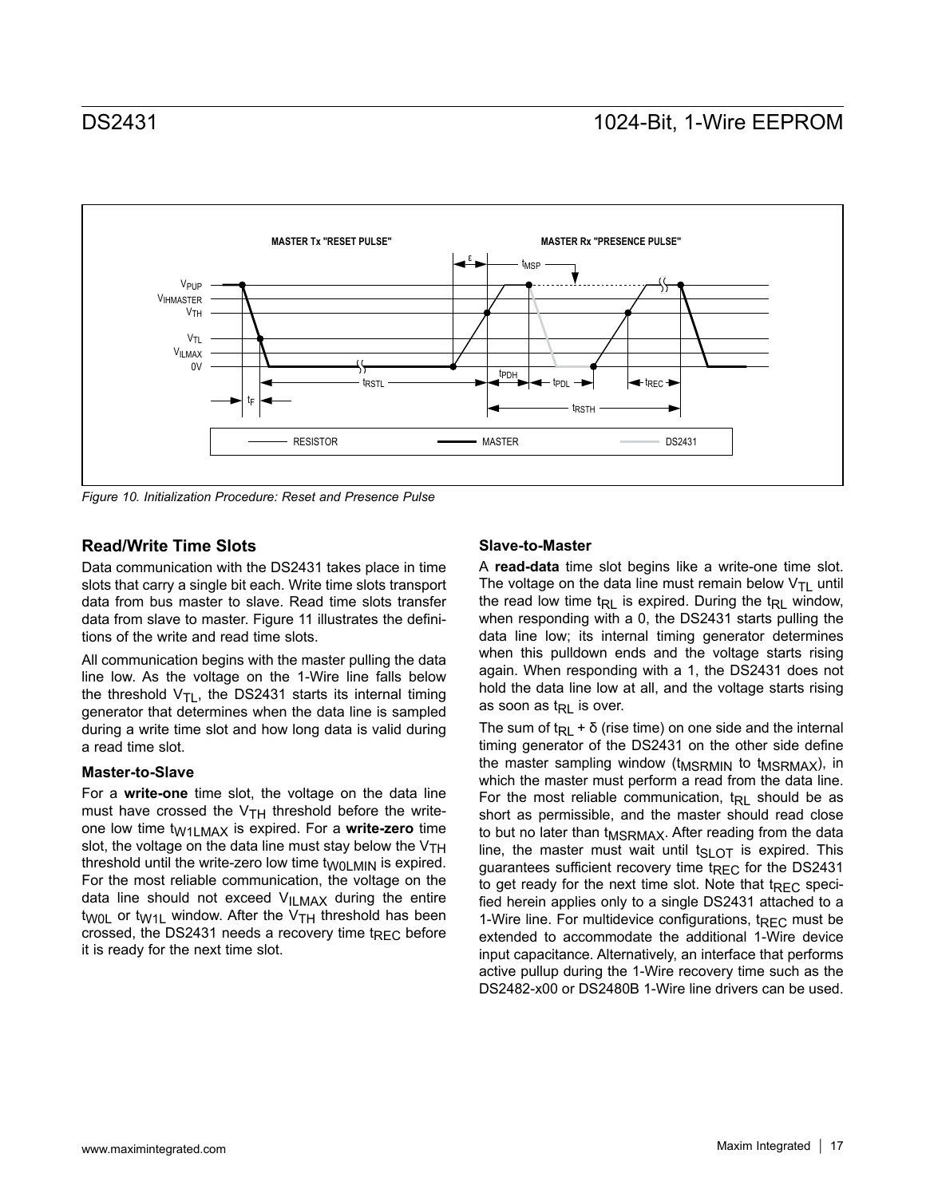*Figure 10. Initialization Procedure: Reset and Presence Pulse*

## Read/Write Time Slots

Data communication with the DS2431 takes place in time slots that carry a single bit each. Write time slots transport data from bus master to slave. Read time slots transfer data from slave to master. Figure 11 illustrates the definitions of the write and read time slots.

All communication begins with the master pulling the data line low. As the voltage on the 1-Wire line falls below the threshold $V_{TL}$, the DS2431 starts its internal timing generator that determines when the data line is sampled during a write time slot and how long data is valid during a read time slot.

### Master-to-Slave

For a **write-one** time slot, the voltage on the data line must have crossed the $V_{TH}$ threshold before the write-one low time $t_{W1LMAX}$ is expired. For a **write-zero** time slot, the voltage on the data line must stay below the $V_{TH}$ threshold until the write-zero low time $t_{W0LMIN}$ is expired. For the most reliable communication, the voltage on the data line should not exceed $V_{ILMAX}$ during the entire $t_{W0L}$ or $t_{W1L}$ window. After the $V_{TH}$ threshold has been crossed, the DS2431 needs a recovery time $t_{REC}$ before it is ready for the next time slot.

### Slave-to-Master

A **read-data** time slot begins like a write-one time slot. The voltage on the data line must remain below $V_{TL}$ until the read low time $t_{RL}$ is expired. During the $t_{RL}$ window, when responding with a 0, the DS2431 starts pulling the data line low; its internal timing generator determines when this pulldown ends and the voltage starts rising again. When responding with a 1, the DS2431 does not hold the data line low at all, and the voltage starts rising as soon as $t_{RL}$ is over.

The sum of $t_{RL}$ + δ (rise time) on one side and the internal timing generator of the DS2431 on the other side define the master sampling window ($t_{MSRMIN}$ to $t_{MSRMAX}$), in which the master must perform a read from the data line. For the most reliable communication, $t_{RL}$ should be as short as permissible, and the master should read close to but no later than $t_{MSRMAX}$. After reading from the data line, the master must wait until $t_{SLOT}$ is expired. This guarantees sufficient recovery time $t_{REC}$ for the DS2431 to get ready for the next time slot. Note that $t_{REC}$ specified herein applies only to a single DS2431 attached to a 1-Wire line. For multidevice configurations, $t_{REC}$ must be extended to accommodate the additional 1-Wire device input capacitance. Alternatively, an interface that performs active pullup during the 1-Wire recovery time such as the DS2482-x00 or DS2480B 1-Wire line drivers can be used.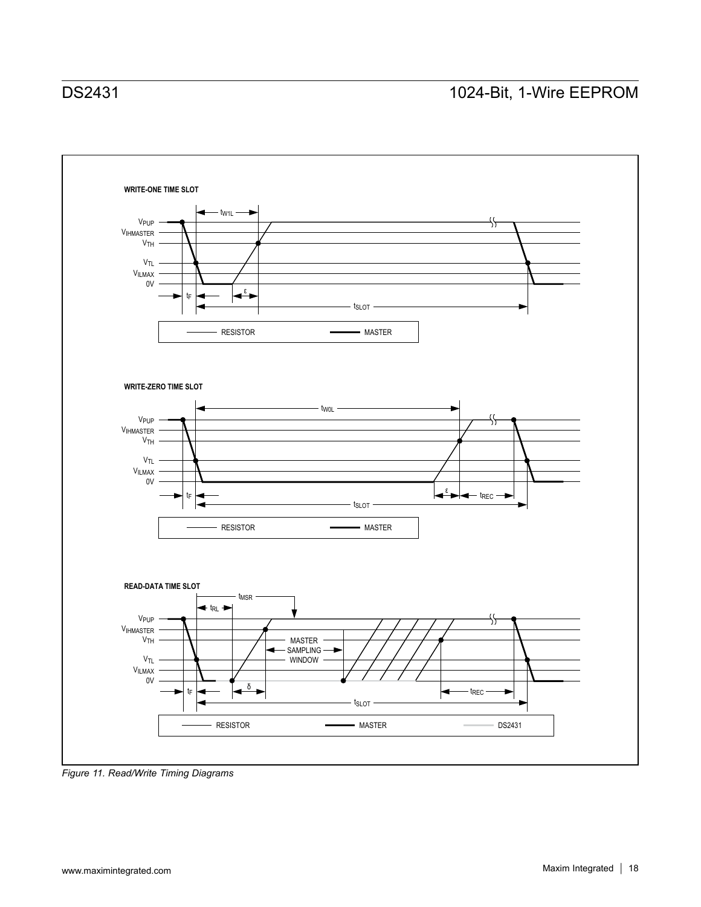WRITE-ONE TIME SLOT

$V_{PUP}$
$V_{IHMASTER}$
$V_{TH}$
$V_{TL}$
$V_{ILMAX}$
0V

$t_{W1L}$
$t_F$
ε
$t_{SLOT}$

RESISTOR MASTER

WRITE-ZERO TIME SLOT

$V_{PUP}$
$V_{IHMASTER}$
$V_{TH}$
$V_{TL}$
$V_{ILMAX}$
0V

$t_{W0L}$
$t_F$
ε
$t_{REC}$
$t_{SLOT}$

RESISTOR MASTER

READ-DATA TIME SLOT

$V_{PUP}$
$V_{IHMASTER}$
$V_{TH}$
$V_{TL}$
$V_{ILMAX}$
0V

$t_{MSR}$
$t_{RL}$
MASTER SAMPLING WINDOW
$t_F$
δ
$t_{REC}$
$t_{SLOT}$

RESISTOR MASTER DS2431

*Figure 11. Read/Write Timing Diagrams*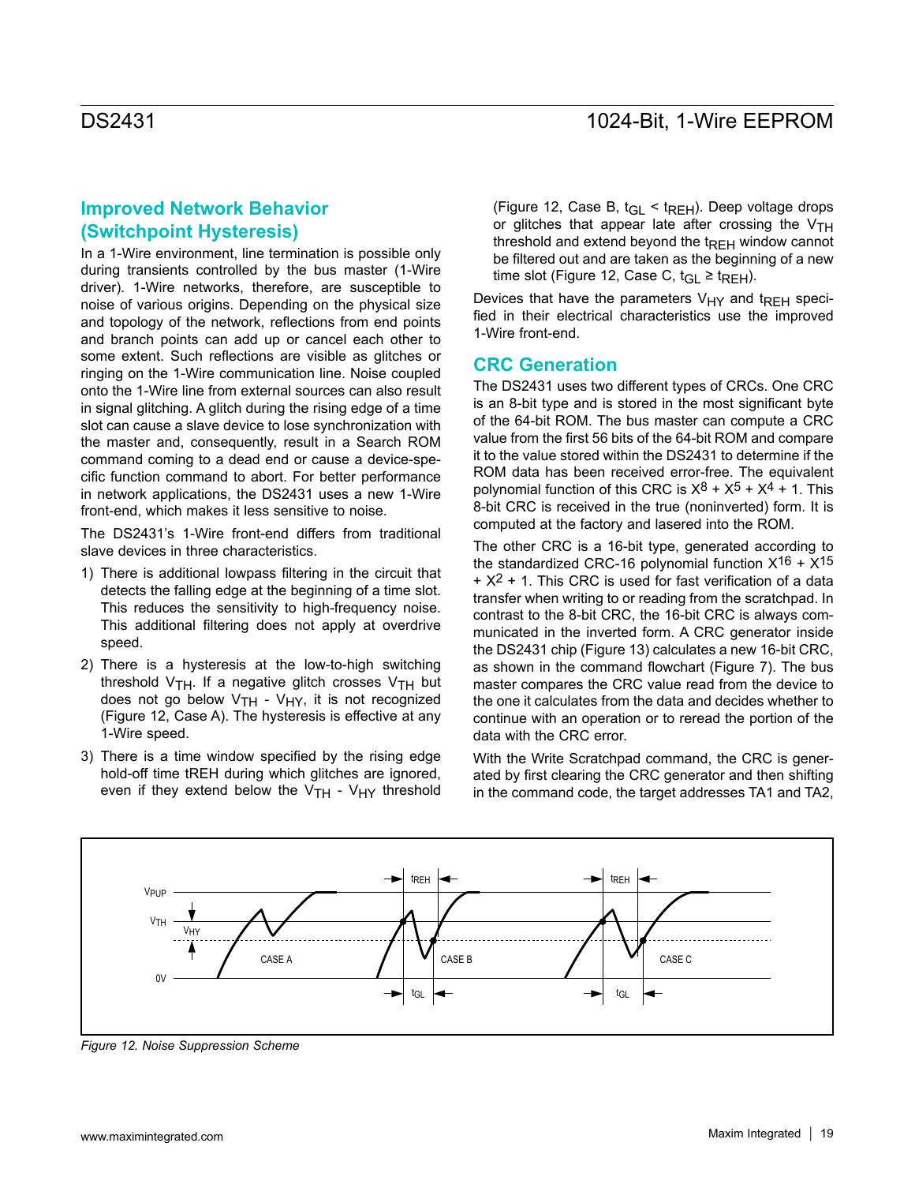## Improved Network Behavior (Switchpoint Hysteresis)

In a 1-Wire environment, line termination is possible only during transients controlled by the bus master (1-Wire driver). 1-Wire networks, therefore, are susceptible to noise of various origins. Depending on the physical size and topology of the network, reflections from end points and branch points can add up or cancel each other to some extent. Such reflections are visible as glitches or ringing on the 1-Wire communication line. Noise coupled onto the 1-Wire line from external sources can also result in signal glitching. A glitch during the rising edge of a time slot can cause a slave device to lose synchronization with the master and, consequently, result in a Search ROM command coming to a dead end or cause a device-specific function command to abort. For better performance in network applications, the DS2431 uses a new 1-Wire front-end, which makes it less sensitive to noise.

The DS2431's 1-Wire front-end differs from traditional slave devices in three characteristics.

1) There is additional lowpass filtering in the circuit that detects the falling edge at the beginning of a time slot. This reduces the sensitivity to high-frequency noise. This additional filtering does not apply at overdrive speed.
2) There is a hysteresis at the low-to-high switching threshold $V_{TH}$. If a negative glitch crosses $V_{TH}$ but does not go below $V_{TH}$ - $V_{HY}$, it is not recognized (Figure 12, Case A). The hysteresis is effective at any 1-Wire speed.
3) There is a time window specified by the rising edge hold-off time tREH during which glitches are ignored, even if they extend below the $V_{TH}$ - $V_{HY}$ threshold (Figure 12, Case B, $t_{GL} < t_{REH}$). Deep voltage drops or glitches that appear late after crossing the $V_{TH}$ threshold and extend beyond the $t_{REH}$ window cannot be filtered out and are taken as the beginning of a new time slot (Figure 12, Case C, $t_{GL} \geq t_{REH}$).

Devices that have the parameters $V_{HY}$ and $t_{REH}$ specified in their electrical characteristics use the improved 1-Wire front-end.

## CRC Generation

The DS2431 uses two different types of CRCs. One CRC is an 8-bit type and is stored in the most significant byte of the 64-bit ROM. The bus master can compute a CRC value from the first 56 bits of the 64-bit ROM and compare it to the value stored within the DS2431 to determine if the ROM data has been received error-free. The equivalent polynomial function of this CRC is $X^8 + X^5 + X^4 + 1$. This 8-bit CRC is received in the true (noninverted) form. It is computed at the factory and lasered into the ROM.

The other CRC is a 16-bit type, generated according to the standardized CRC-16 polynomial function $X^{16} + X^{15} + X^2 + 1$. This CRC is used for fast verification of a data transfer when writing to or reading from the scratchpad. In contrast to the 8-bit CRC, the 16-bit CRC is always communicated in the inverted form. A CRC generator inside the DS2431 chip (Figure 13) calculates a new 16-bit CRC, as shown in the command flowchart (Figure 7). The bus master compares the CRC value read from the device to the one it calculates from the data and decides whether to continue with an operation or to reread the portion of the data with the CRC error.

With the Write Scratchpad command, the CRC is generated by first clearing the CRC generator and then shifting in the command code, the target addresses TA1 and TA2,

*Figure 12. Noise Suppression Scheme*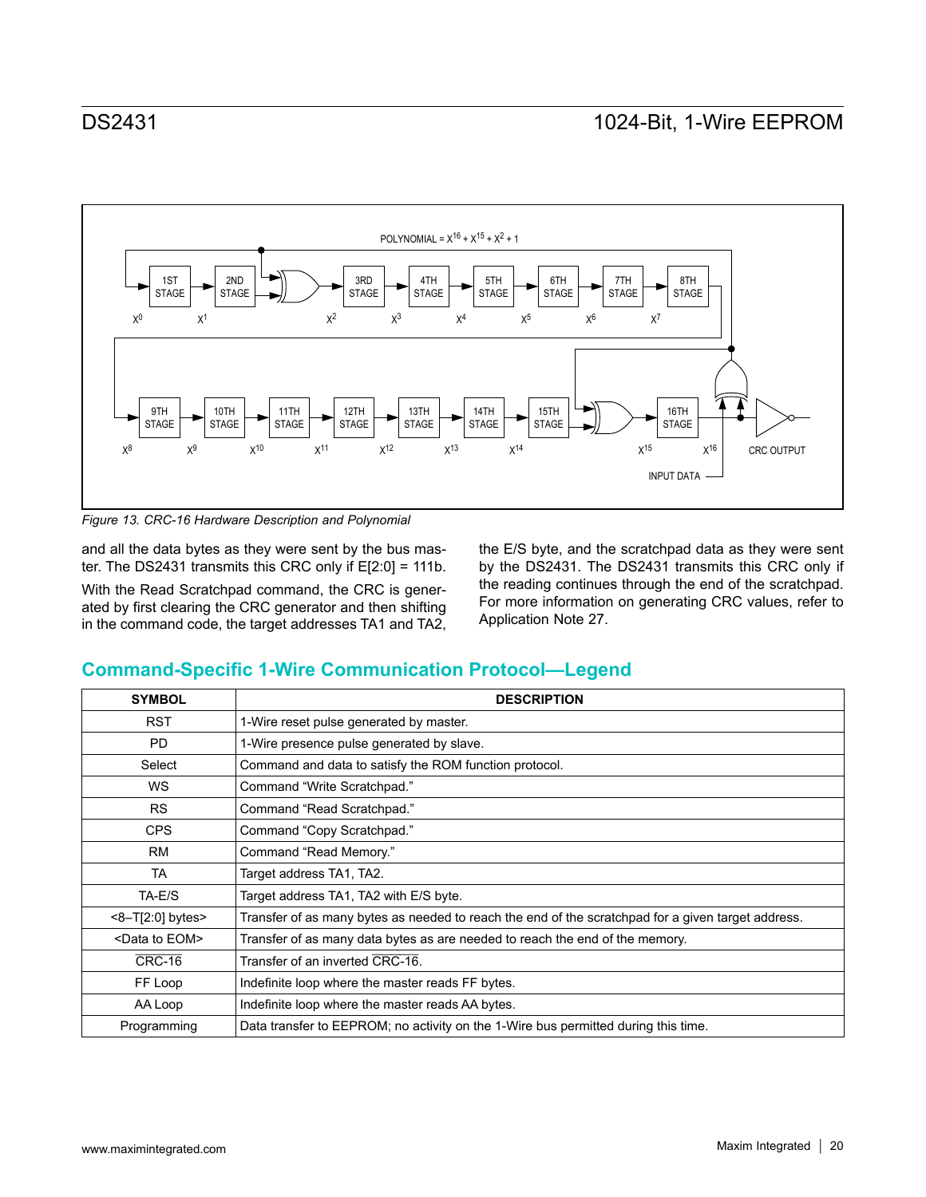Figure 13. CRC-16 Hardware Description and Polynomial

and all the data bytes as they were sent by the bus master. The DS2431 transmits this CRC only if E[2:0] = 111b.

With the Read Scratchpad command, the CRC is generated by first clearing the CRC generator and then shifting in the command code, the target addresses TA1 and TA2, the E/S byte, and the scratchpad data as they were sent by the DS2431. The DS2431 transmits this CRC only if the reading continues through the end of the scratchpad. For more information on generating CRC values, refer to Application Note 27.

## Command-Specific 1-Wire Communication Protocol—Legend

| SYMBOL | DESCRIPTION |
|---|---|
| RST | 1-Wire reset pulse generated by master. |
| PD | 1-Wire presence pulse generated by slave. |
| Select | Command and data to satisfy the ROM function protocol. |
| WS | Command "Write Scratchpad." |
| RS | Command "Read Scratchpad." |
| CPS | Command "Copy Scratchpad." |
| RM | Command "Read Memory." |
| TA | Target address TA1, TA2. |
| TA-E/S | Target address TA1, TA2 with E/S byte. |
| <8–T[2:0] bytes> | Transfer of as many bytes as needed to reach the end of the scratchpad for a given target address. |
| <Data to EOM> | Transfer of as many data bytes as are needed to reach the end of the memory. |
| $\overline{\text{CRC-16}}$ | Transfer of an inverted $\overline{\text{CRC-16}}$. |
| FF Loop | Indefinite loop where the master reads FF bytes. |
| AA Loop | Indefinite loop where the master reads AA bytes. |
| Programming | Data transfer to EEPROM; no activity on the 1-Wire bus permitted during this time. |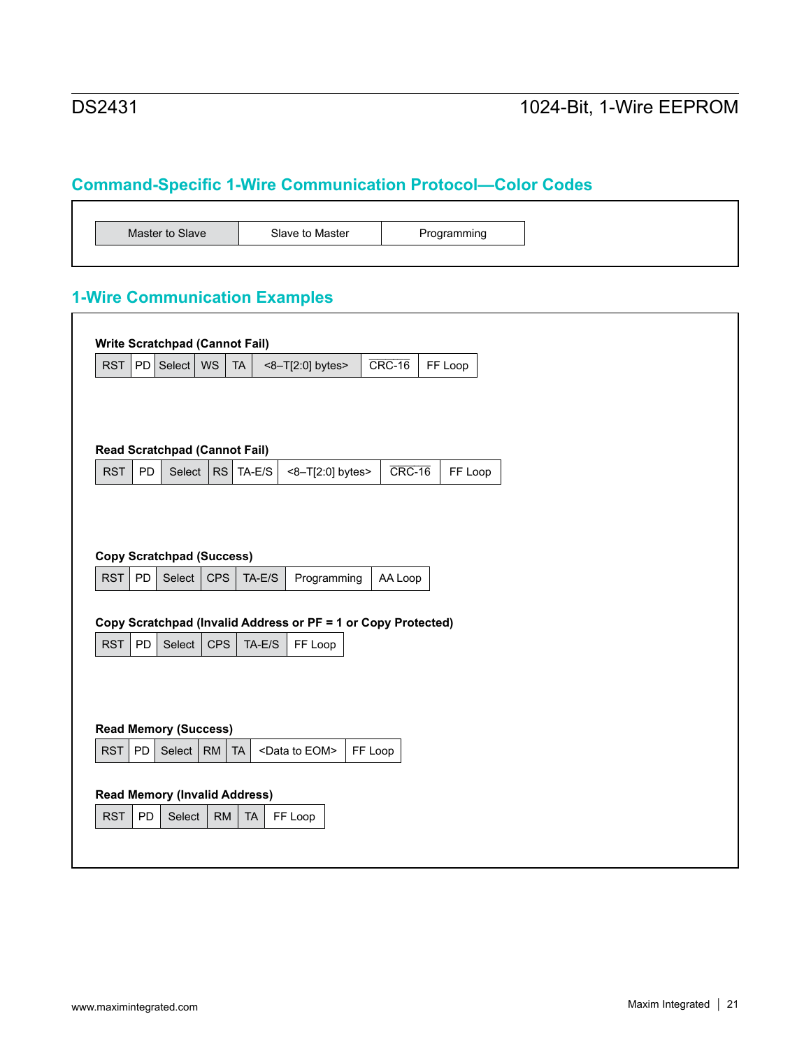## Command-Specific 1-Wire Communication Protocol—Color Codes

| Master to Slave | Slave to Master | Programming |
|---|---|---|

## 1-Wire Communication Examples

**Write Scratchpad (Cannot Fail)**

| RST | PD | Select | WS | TA | <8–T[2:0] bytes> | $\overline{\text{CRC-16}}$ | FF Loop |
|---|---|---|---|---|---|---|---|

**Read Scratchpad (Cannot Fail)**

| RST | PD | Select | RS | TA-E/S | <8–T[2:0] bytes> | $\overline{\text{CRC-16}}$ | FF Loop |
|---|---|---|---|---|---|---|---|

**Copy Scratchpad (Success)**

| RST | PD | Select | CPS | TA-E/S | Programming | AA Loop |
|---|---|---|---|---|---|---|

**Copy Scratchpad (Invalid Address or PF = 1 or Copy Protected)**

| RST | PD | Select | CPS | TA-E/S | FF Loop |
|---|---|---|---|---|---|

**Read Memory (Success)**

| RST | PD | Select | RM | TA | <Data to EOM> | FF Loop |
|---|---|---|---|---|---|---|

**Read Memory (Invalid Address)**

| RST | PD | Select | RM | TA | FF Loop |
|---|---|---|---|---|---|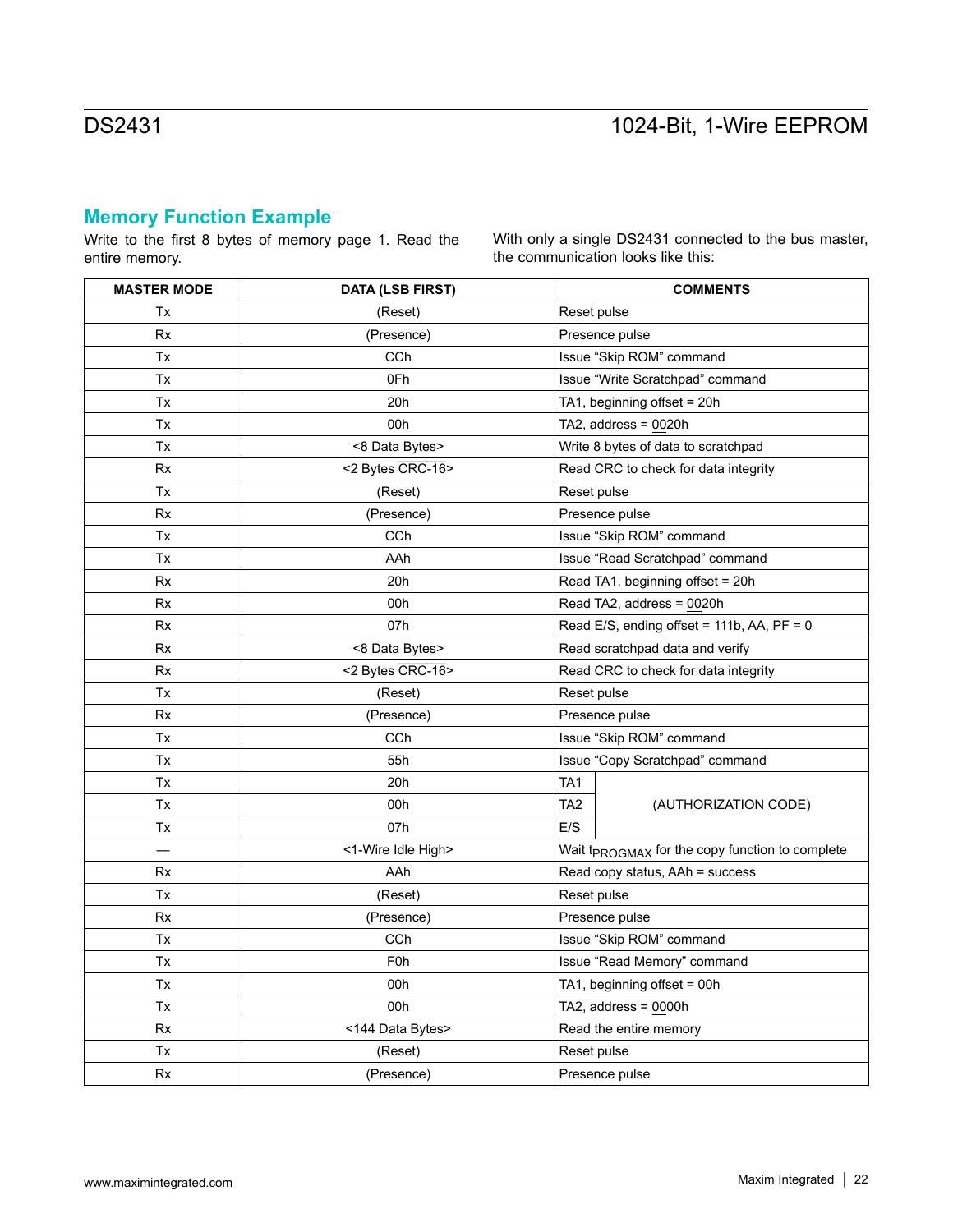## Memory Function Example

Write to the first 8 bytes of memory page 1. Read the entire memory.

With only a single DS2431 connected to the bus master, the communication looks like this:

| MASTER MODE | DATA (LSB FIRST) | COMMENTS |
|---|---|---|
| Tx | (Reset) | Reset pulse |
| Rx | (Presence) | Presence pulse |
| Tx | CCh | Issue “Skip ROM” command |
| Tx | 0Fh | Issue “Write Scratchpad” command |
| Tx | 20h | TA1, beginning offset = 20h |
| Tx | 00h | TA2, address = 0020h |
| Tx | <8 Data Bytes> | Write 8 bytes of data to scratchpad |
| Rx | <2 Bytes $\overline{\text{CRC-16}}$> | Read CRC to check for data integrity |
| Tx | (Reset) | Reset pulse |
| Rx | (Presence) | Presence pulse |
| Tx | CCh | Issue “Skip ROM” command |
| Tx | AAh | Issue “Read Scratchpad” command |
| Rx | 20h | Read TA1, beginning offset = 20h |
| Rx | 00h | Read TA2, address = 0020h |
| Rx | 07h | Read E/S, ending offset = 111b, AA, PF = 0 |
| Rx | <8 Data Bytes> | Read scratchpad data and verify |
| Rx | <2 Bytes $\overline{\text{CRC-16}}$> | Read CRC to check for data integrity |
| Tx | (Reset) | Reset pulse |
| Rx | (Presence) | Presence pulse |
| Tx | CCh | Issue “Skip ROM” command |
| Tx | 55h | Issue “Copy Scratchpad” command |
| Tx | 20h | TA1 (AUTHORIZATION CODE) |
| Tx | 00h | TA2 (AUTHORIZATION CODE) |
| Tx | 07h | E/S (AUTHORIZATION CODE) |
| — | <1-Wire Idle High> | Wait $t_{PROGMAX}$ for the copy function to complete |
| Rx | AAh | Read copy status, AAh = success |
| Tx | (Reset) | Reset pulse |
| Rx | (Presence) | Presence pulse |
| Tx | CCh | Issue “Skip ROM” command |
| Tx | F0h | Issue “Read Memory” command |
| Tx | 00h | TA1, beginning offset = 00h |
| Tx | 00h | TA2, address = 0000h |
| Rx | <144 Data Bytes> | Read the entire memory |
| Tx | (Reset) | Reset pulse |
| Rx | (Presence) | Presence pulse |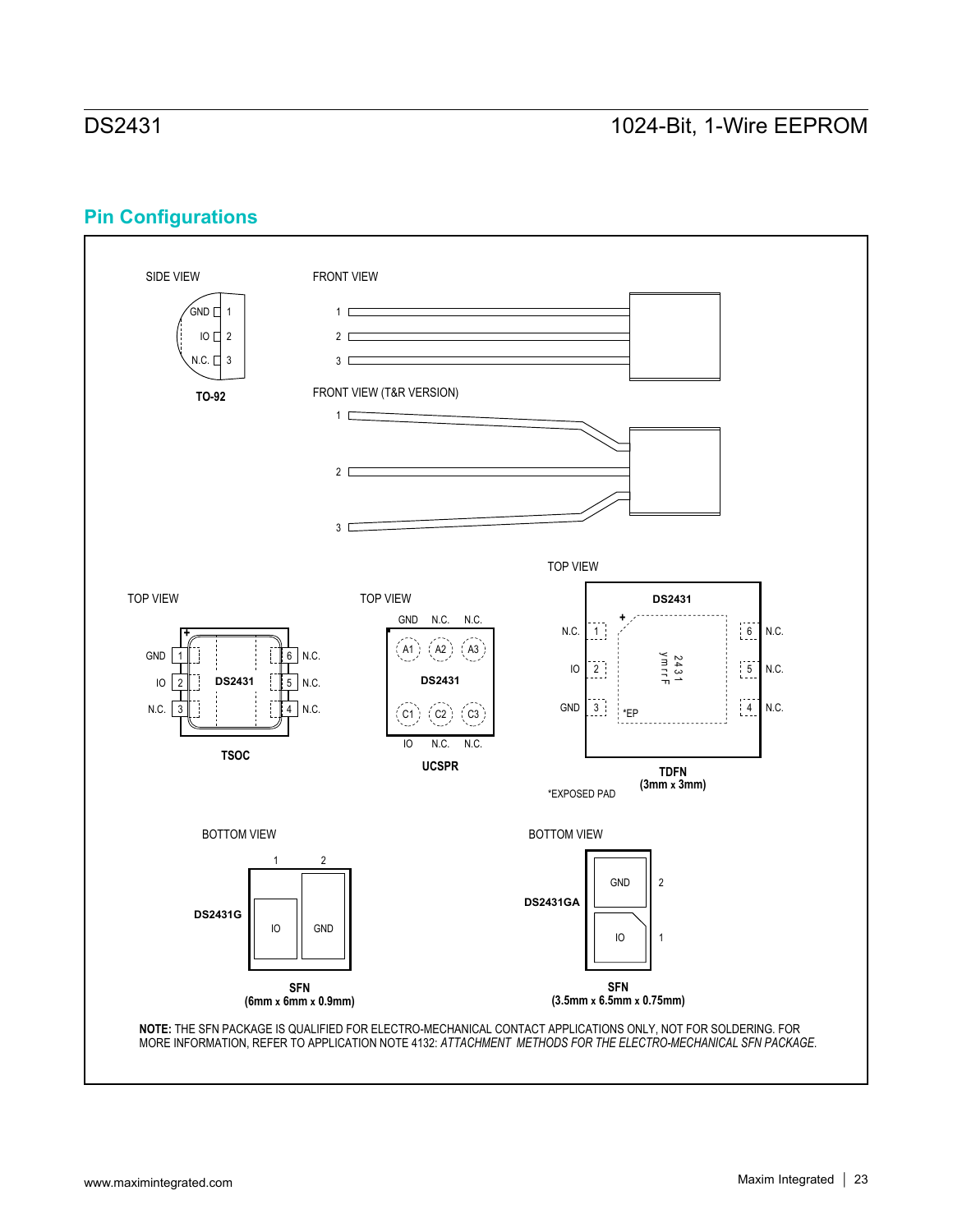## Pin Configurations

SIDE VIEW

GND 1
IO 2
N.C. 3

**TO-92**

FRONT VIEW

1
2
3

FRONT VIEW (T&R VERSION)

1
2
3

TOP VIEW

GND 1 | 6 N.C.
IO 2 | 5 N.C.
N.C. 3 | 4 N.C.

DS2431

**TSOC**

TOP VIEW

GND N.C. N.C.
A1 A2 A3
DS2431
C1 C2 C3
IO N.C. N.C.

**UCSPR**

TOP VIEW

DS2431

N.C. 1 | 6 N.C.
IO 2 | 5 N.C.
GND 3 | 4 N.C.

2431
ymrrF

*EP

*EXPOSED PAD

**TDFN**
**(3mm x 3mm)**

BOTTOM VIEW

1 2
DS2431G
IO GND

**SFN**
**(6mm x 6mm x 0.9mm)**

BOTTOM VIEW

DS2431GA
GND 2
IO 1

**SFN**
**(3.5mm x 6.5mm x 0.75mm)**

**NOTE:** THE SFN PACKAGE IS QUALIFIED FOR ELECTRO-MECHANICAL CONTACT APPLICATIONS ONLY, NOT FOR SOLDERING. FOR MORE INFORMATION, REFER TO APPLICATION NOTE 4132: *ATTACHMENT METHODS FOR THE ELECTRO-MECHANICAL SFN PACKAGE.*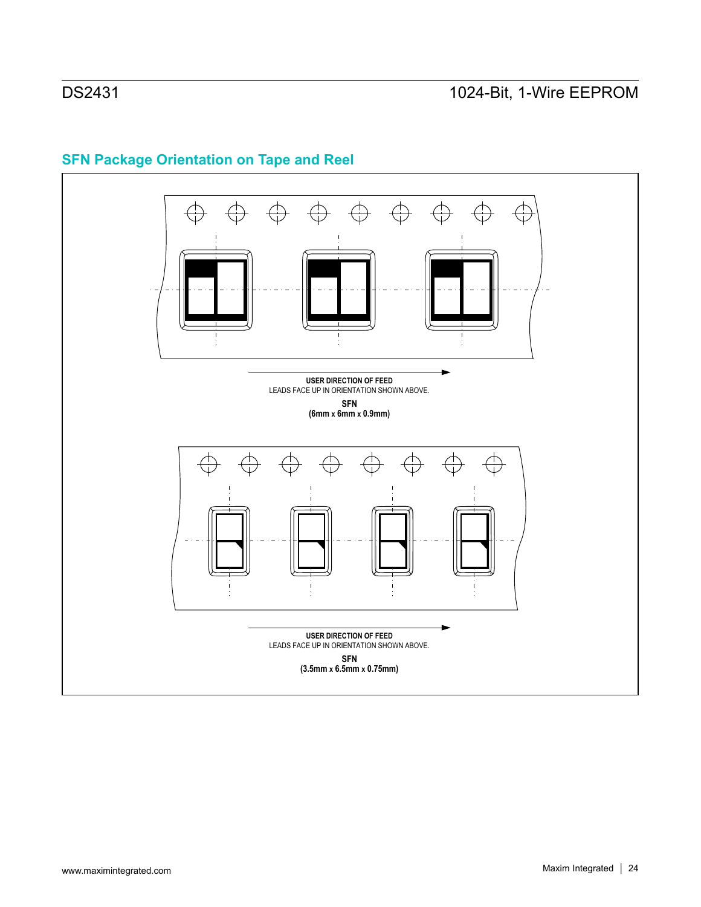## SFN Package Orientation on Tape and Reel

USER DIRECTION OF FEED

LEADS FACE UP IN ORIENTATION SHOWN ABOVE.

**SFN**

**(6mm x 6mm x 0.9mm)**

USER DIRECTION OF FEED

LEADS FACE UP IN ORIENTATION SHOWN ABOVE.

**SFN**

**(3.5mm x 6.5mm x 0.75mm)**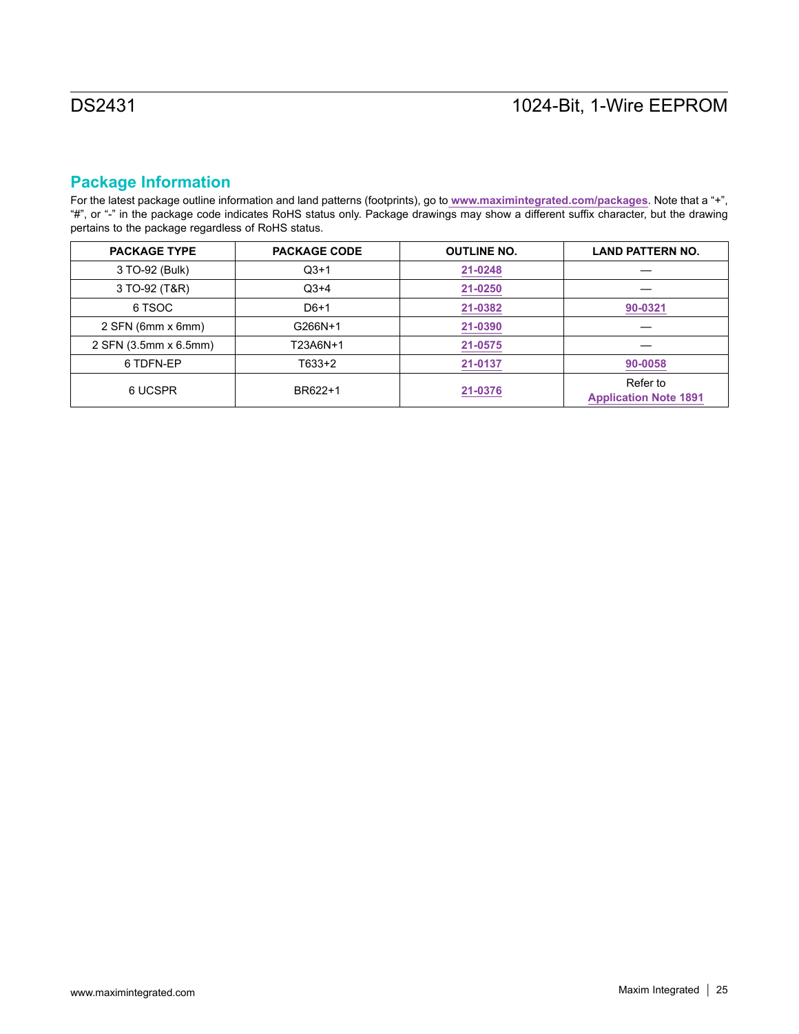## Package Information

For the latest package outline information and land patterns (footprints), go to **www.maximintegrated.com/packages**. Note that a "+", "#", or "-" in the package code indicates RoHS status only. Package drawings may show a different suffix character, but the drawing pertains to the package regardless of RoHS status.

| PACKAGE TYPE | PACKAGE CODE | OUTLINE NO. | LAND PATTERN NO. |
| --- | --- | --- | --- |
| 3 TO-92 (Bulk) | Q3+1 | 21-0248 | — |
| 3 TO-92 (T&R) | Q3+4 | 21-0250 | — |
| 6 TSOC | D6+1 | 21-0382 | 90-0321 |
| 2 SFN (6mm x 6mm) | G266N+1 | 21-0390 | — |
| 2 SFN (3.5mm x 6.5mm) | T23A6N+1 | 21-0575 | — |
| 6 TDFN-EP | T633+2 | 21-0137 | 90-0058 |
| 6 UCSPR | BR622+1 | 21-0376 | Refer to Application Note 1891 |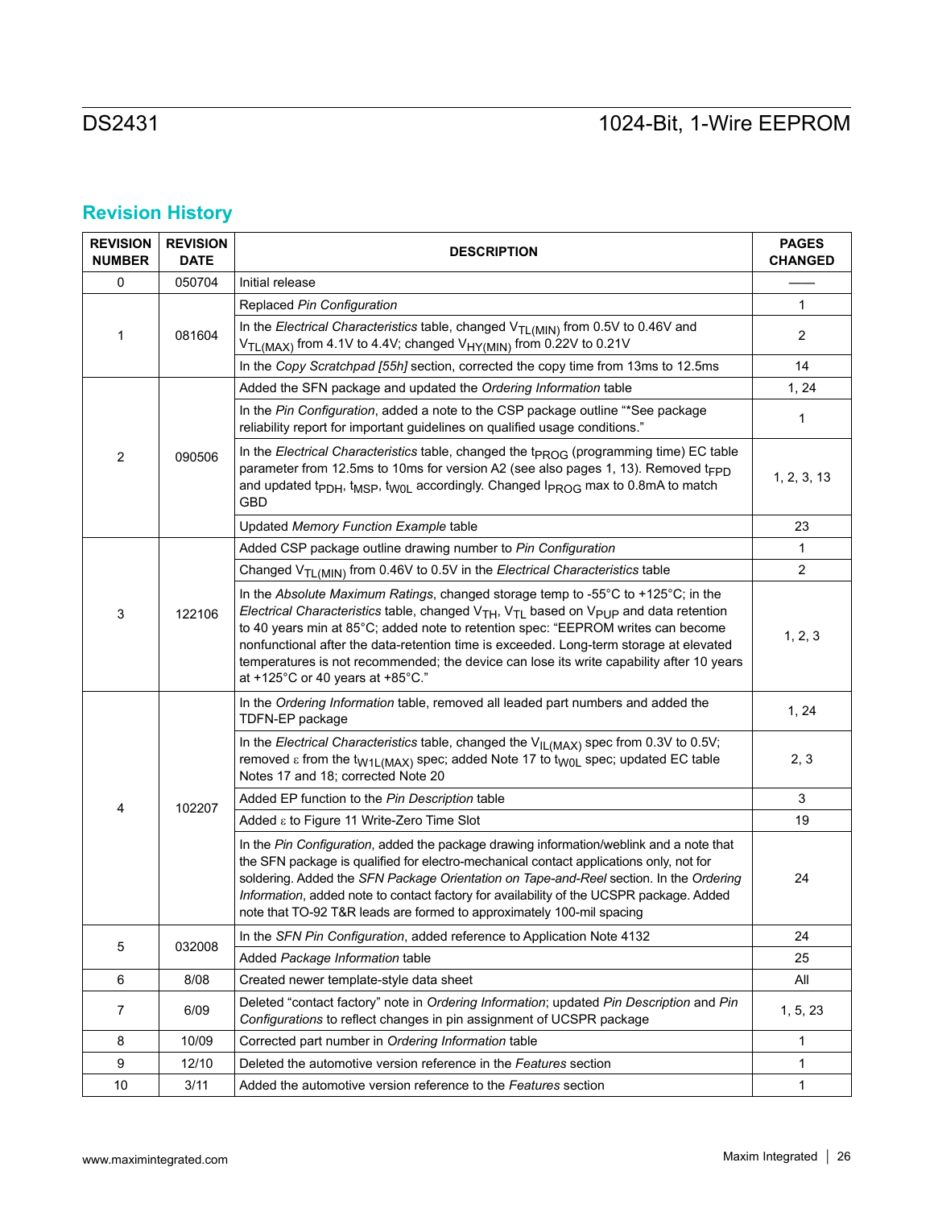## Revision History

| REVISION NUMBER | REVISION DATE | DESCRIPTION | PAGES CHANGED |
|---|---|---|---|
| 0 | 050704 | Initial release | —— |
| 1 | 081604 | Replaced *Pin Configuration* | 1 |
| | | In the *Electrical Characteristics* table, changed $V_{TL(MIN)}$ from 0.5V to 0.46V and $V_{TL(MAX)}$ from 4.1V to 4.4V; changed $V_{HY(MIN)}$ from 0.22V to 0.21V | 2 |
| | | In the *Copy Scratchpad [55h]* section, corrected the copy time from 13ms to 12.5ms | 14 |
| 2 | 090506 | Added the SFN package and updated the *Ordering Information* table | 1, 24 |
| | | In the *Pin Configuration*, added a note to the CSP package outline "*See package reliability report for important guidelines on qualified usage conditions." | 1 |
| | | In the *Electrical Characteristics* table, changed the $t_{PROG}$ (programming time) EC table parameter from 12.5ms to 10ms for version A2 (see also pages 1, 13). Removed $t_{FPD}$ and updated $t_{PDH}$, $t_{MSP}$, $t_{W0L}$ accordingly. Changed $I_{PROG}$ max to 0.8mA to match GBD | 1, 2, 3, 13 |
| | | Updated *Memory Function Example* table | 23 |
| 3 | 122106 | Added CSP package outline drawing number to *Pin Configuration* | 1 |
| | | Changed $V_{TL(MIN)}$ from 0.46V to 0.5V in the *Electrical Characteristics* table | 2 |
| | | In the *Absolute Maximum Ratings*, changed storage temp to -55°C to +125°C; in the *Electrical Characteristics* table, changed $V_{TH}$, $V_{TL}$ based on $V_{PUP}$ and data retention to 40 years min at 85°C; added note to retention spec: "EEPROM writes can become nonfunctional after the data-retention time is exceeded. Long-term storage at elevated temperatures is not recommended; the device can lose its write capability after 10 years at +125°C or 40 years at +85°C." | 1, 2, 3 |
| 4 | 102207 | In the *Ordering Information* table, removed all leaded part numbers and added the TDFN-EP package | 1, 24 |
| | | In the *Electrical Characteristics* table, changed the $V_{IL(MAX)}$ spec from 0.3V to 0.5V; removed ε from the $t_{W1L(MAX)}$ spec; added Note 17 to $t_{W0L}$ spec; updated EC table Notes 17 and 18; corrected Note 20 | 2, 3 |
| | | Added EP function to the *Pin Description* table | 3 |
| | | Added ε to Figure 11 Write-Zero Time Slot | 19 |
| | | In the *Pin Configuration*, added the package drawing information/weblink and a note that the SFN package is qualified for electro-mechanical contact applications only, not for soldering. Added the *SFN Package Orientation on Tape-and-Reel* section. In the *Ordering Information*, added note to contact factory for availability of the UCSPR package. Added note that TO-92 T&R leads are formed to approximately 100-mil spacing | 24 |
| 5 | 032008 | In the *SFN Pin Configuration*, added reference to Application Note 4132 | 24 |
| | | Added *Package Information* table | 25 |
| 6 | 8/08 | Created newer template-style data sheet | All |
| 7 | 6/09 | Deleted "contact factory" note in *Ordering Information*; updated *Pin Description* and *Pin Configurations* to reflect changes in pin assignment of UCSPR package | 1, 5, 23 |
| 8 | 10/09 | Corrected part number in *Ordering Information* table | 1 |
| 9 | 12/10 | Deleted the automotive version reference in the *Features* section | 1 |
| 10 | 3/11 | Added the automotive version reference to the *Features* section | 1 |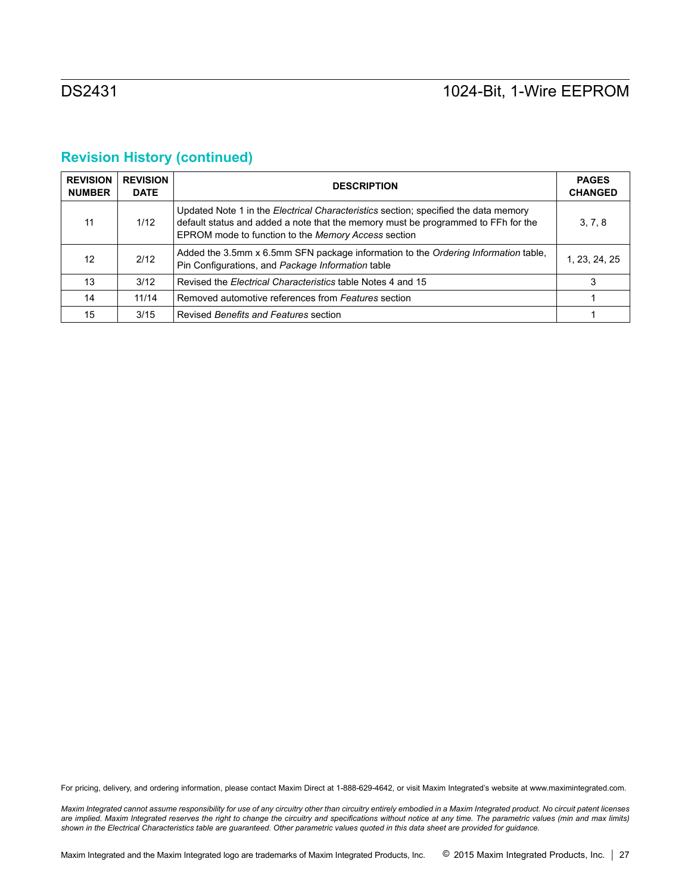## Revision History (continued)

| REVISION NUMBER | REVISION DATE | DESCRIPTION | PAGES CHANGED |
|---|---|---|---|
| 11 | 1/12 | Updated Note 1 in the *Electrical Characteristics* section; specified the data memory default status and added a note that the memory must be programmed to FFh for the EPROM mode to function to the *Memory Access* section | 3, 7, 8 |
| 12 | 2/12 | Added the 3.5mm x 6.5mm SFN package information to the *Ordering Information* table, Pin Configurations, and *Package Information* table | 1, 23, 24, 25 |
| 13 | 3/12 | Revised the *Electrical Characteristics* table Notes 4 and 15 | 3 |
| 14 | 11/14 | Removed automotive references from *Features* section | 1 |
| 15 | 3/15 | Revised *Benefits and Features* section | 1 |

For pricing, delivery, and ordering information, please contact Maxim Direct at 1-888-629-4642, or visit Maxim Integrated's website at www.maximintegrated.com.

*Maxim Integrated cannot assume responsibility for use of any circuitry other than circuitry entirely embodied in a Maxim Integrated product. No circuit patent licenses are implied. Maxim Integrated reserves the right to change the circuitry and specifications without notice at any time. The parametric values (min and max limits) shown in the Electrical Characteristics table are guaranteed. Other parametric values quoted in this data sheet are provided for guidance.*

Maxim Integrated and the Maxim Integrated logo are trademarks of Maxim Integrated Products, Inc. © 2015 Maxim Integrated Products, Inc.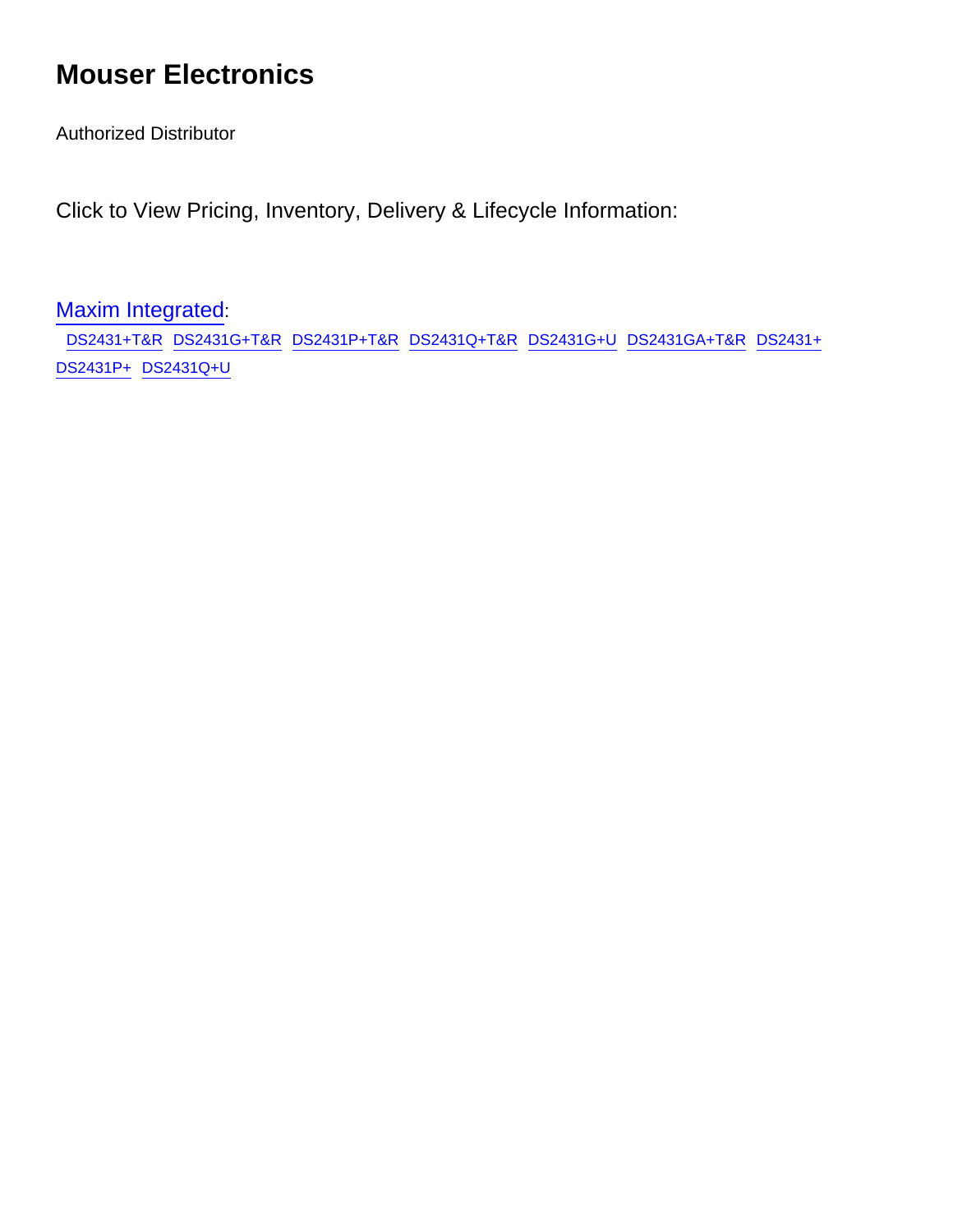# Mouser Electronics

Authorized Distributor

Click to View Pricing, Inventory, Delivery & Lifecycle Information:

Maxim Integrated:

DS2431+T&R DS2431G+T&R DS2431P+T&R DS2431Q+T&R DS2431G+U DS2431GA+T&R DS2431+ DS2431P+ DS2431Q+U